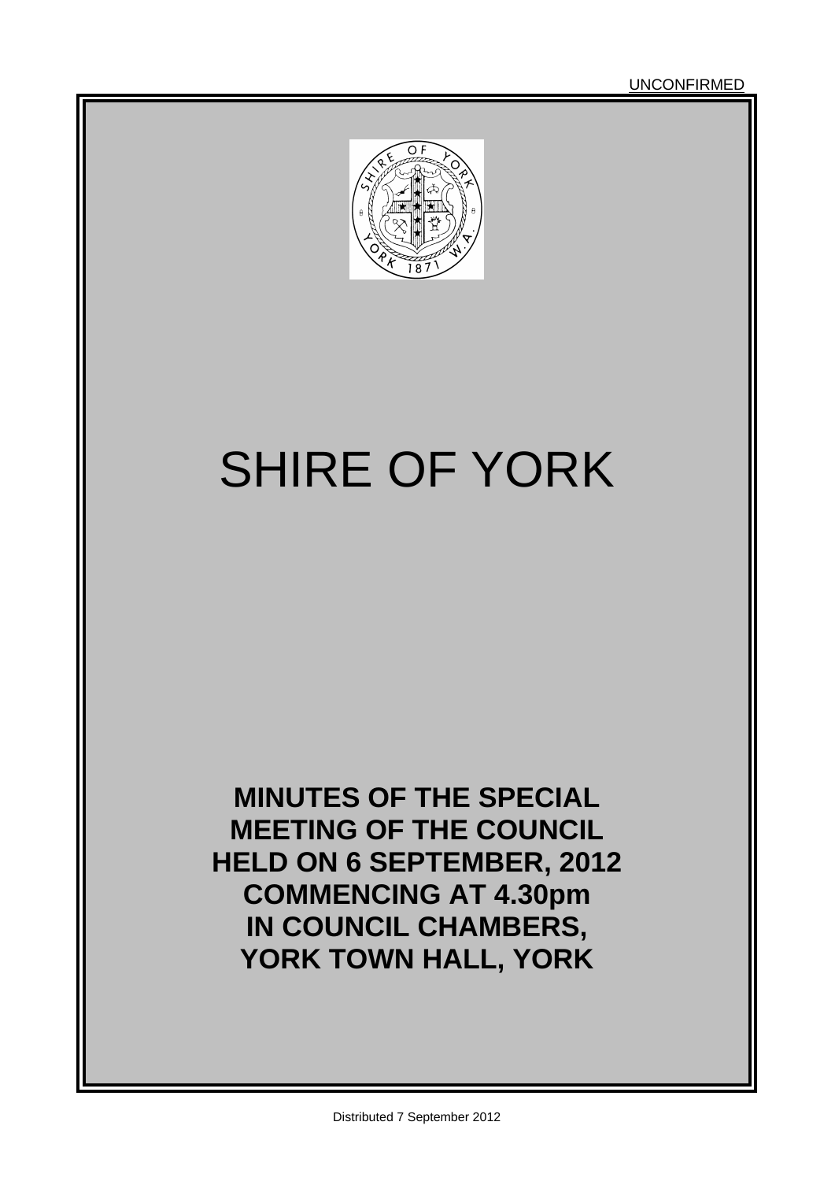UNCONFIRMED

# SHIRE OF YORK

**MINUTES OF THE SPECIAL MEETING OF THE COUNCIL HELD ON 6 SEPTEMBER, 2012 COMMENCING AT 4.30pm IN COUNCIL CHAMBERS, YORK TOWN HALL, YORK**

Distributed 7 September 2012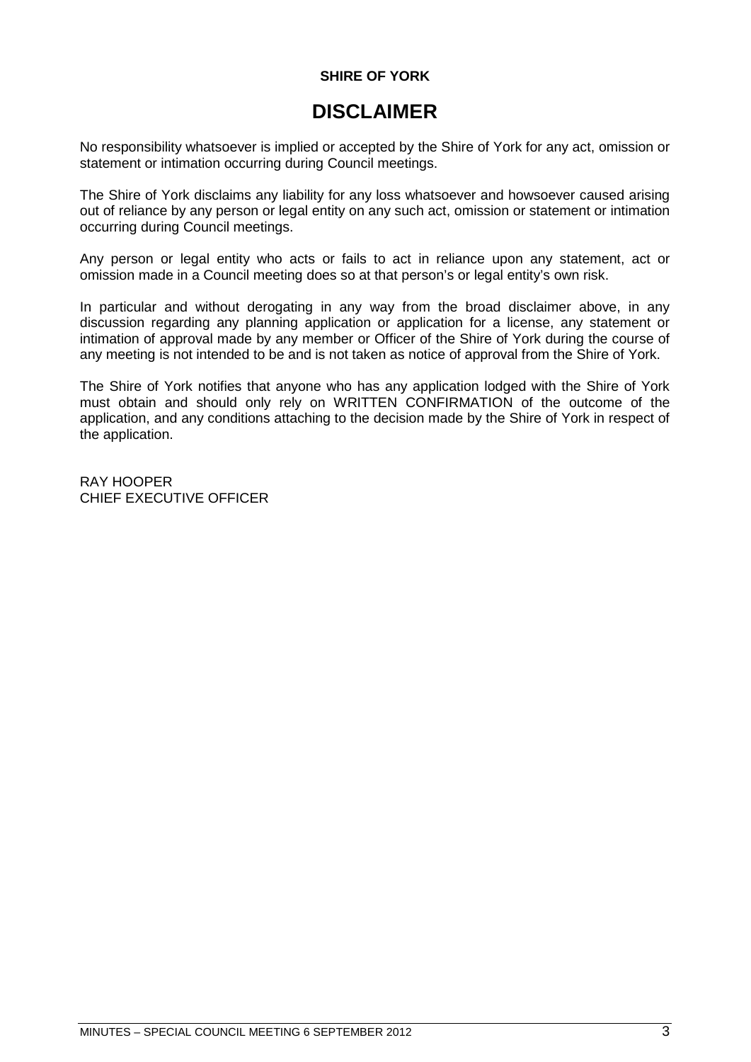**SHIRE OF YORK**

# DISCLAIMER

No responsibility whatsoever is implied or accepted by the Shire of York for any act, omission or statement or intimation occurring during Council meetings.

The Shire of York disclaims any liability for any loss whatsoever and howsoever caused arising out of reliance by any person or legal entity on any such act, omission or statement or intimation occurring during Council meetings.

Any person or legal entity who acts or fails to act in reliance upon any statement, act or omission made in a Council meeting does so at that person's or legal entity's own risk.

In particular and without derogating in any way from the broad disclaimer above, in any discussion regarding any planning application or application for a license, any statement or intimation of approval made by any member or Officer of the Shire of York during the course of any meeting is not intended to be and is not taken as notice of approval from the Shire of York.

The Shire of York notifies that anyone who has any application lodged with the Shire of York must obtain and should only rely on WRITTEN CONFIRMATION of the outcome of the application, and any conditions attaching to the decision made by the Shire of York in respect of the application.

RAY HOOPER
CHIEF EXECUTIVE OFFICER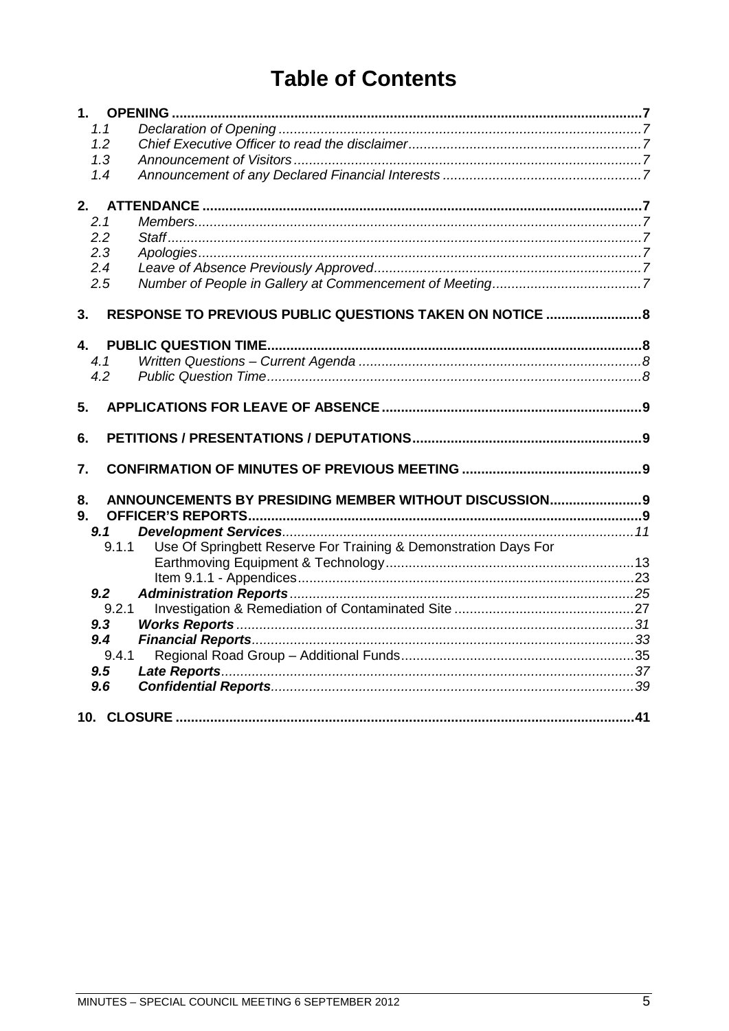# Table of Contents

**1. OPENING** ..... **7**

- *1.1 Declaration of Opening* ..... *7*
- *1.2 Chief Executive Officer to read the disclaimer* ..... *7*
- *1.3 Announcement of Visitors* ..... *7*
- *1.4 Announcement of any Declared Financial Interests* ..... *7*

**2. ATTENDANCE** ..... **7**

- *2.1 Members* ..... *7*
- *2.2 Staff* ..... *7*
- *2.3 Apologies* ..... *7*
- *2.4 Leave of Absence Previously Approved* ..... *7*
- *2.5 Number of People in Gallery at Commencement of Meeting* ..... *7*

**3. RESPONSE TO PREVIOUS PUBLIC QUESTIONS TAKEN ON NOTICE** ..... **8**

**4. PUBLIC QUESTION TIME** ..... **8**

- *4.1 Written Questions – Current Agenda* ..... *8*
- *4.2 Public Question Time* ..... *8*

**5. APPLICATIONS FOR LEAVE OF ABSENCE** ..... **9**

**6. PETITIONS / PRESENTATIONS / DEPUTATIONS** ..... **9**

**7. CONFIRMATION OF MINUTES OF PREVIOUS MEETING** ..... **9**

**8. ANNOUNCEMENTS BY PRESIDING MEMBER WITHOUT DISCUSSION** ..... **9**

**9. OFFICER'S REPORTS** ..... **9**

- ***9.1 Development Services*** ..... *11*
  - 9.1.1 Use Of Springbett Reserve For Training & Demonstration Days For Earthmoving Equipment & Technology ..... 13
    - Item 9.1.1 - Appendices ..... 23
- ***9.2 Administration Reports*** ..... *25*
  - 9.2.1 Investigation & Remediation of Contaminated Site ..... 27
- ***9.3 Works Reports*** ..... *31*
- ***9.4 Financial Reports*** ..... *33*
  - 9.4.1 Regional Road Group – Additional Funds ..... 35
- ***9.5 Late Reports*** ..... *37*
- ***9.6 Confidential Reports*** ..... *39*

**10. CLOSURE** ..... **41**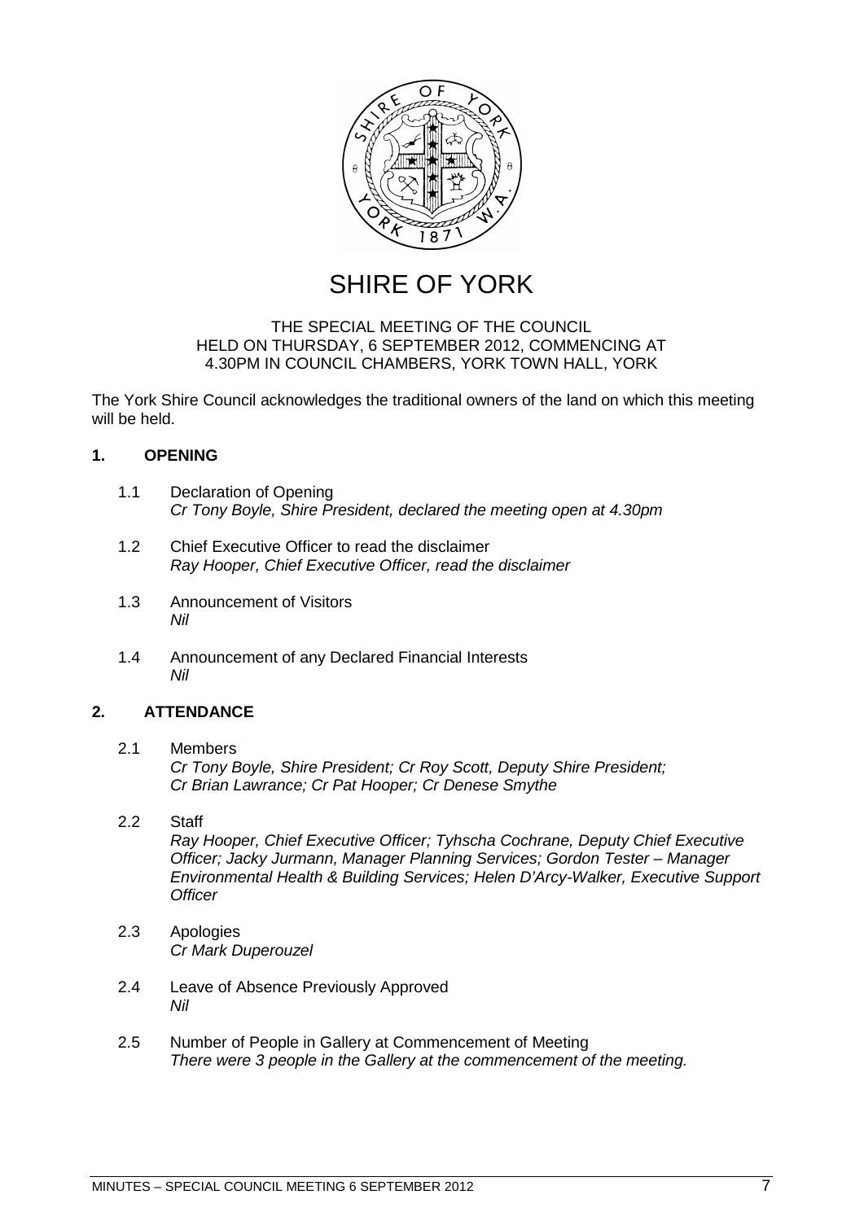# SHIRE OF YORK

THE SPECIAL MEETING OF THE COUNCIL
HELD ON THURSDAY, 6 SEPTEMBER 2012, COMMENCING AT
4.30PM IN COUNCIL CHAMBERS, YORK TOWN HALL, YORK

The York Shire Council acknowledges the traditional owners of the land on which this meeting will be held.

## 1. OPENING

1.1 Declaration of Opening
*Cr Tony Boyle, Shire President, declared the meeting open at 4.30pm*

1.2 Chief Executive Officer to read the disclaimer
*Ray Hooper, Chief Executive Officer, read the disclaimer*

1.3 Announcement of Visitors
*Nil*

1.4 Announcement of any Declared Financial Interests
*Nil*

## 2. ATTENDANCE

2.1 Members
*Cr Tony Boyle, Shire President; Cr Roy Scott, Deputy Shire President; Cr Brian Lawrance; Cr Pat Hooper; Cr Denese Smythe*

2.2 Staff
*Ray Hooper, Chief Executive Officer; Tyhscha Cochrane, Deputy Chief Executive Officer; Jacky Jurmann, Manager Planning Services; Gordon Tester – Manager Environmental Health & Building Services; Helen D'Arcy-Walker, Executive Support Officer*

2.3 Apologies
*Cr Mark Duperouzel*

2.4 Leave of Absence Previously Approved
*Nil*

2.5 Number of People in Gallery at Commencement of Meeting
*There were 3 people in the Gallery at the commencement of the meeting.*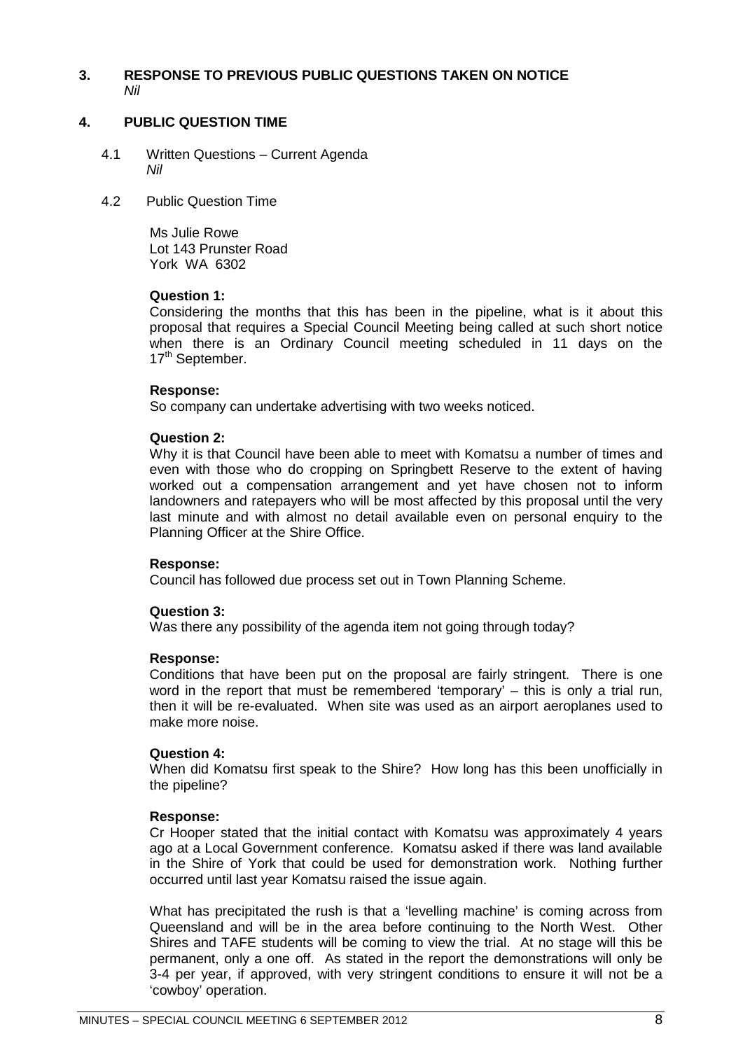## 3. RESPONSE TO PREVIOUS PUBLIC QUESTIONS TAKEN ON NOTICE

*Nil*

## 4. PUBLIC QUESTION TIME

4.1 Written Questions – Current Agenda

*Nil*

4.2 Public Question Time

Ms Julie Rowe
Lot 143 Prunster Road
York WA 6302

**Question 1:**

Considering the months that this has been in the pipeline, what is it about this proposal that requires a Special Council Meeting being called at such short notice when there is an Ordinary Council meeting scheduled in 11 days on the 17th September.

**Response:**

So company can undertake advertising with two weeks noticed.

**Question 2:**

Why it is that Council have been able to meet with Komatsu a number of times and even with those who do cropping on Springbett Reserve to the extent of having worked out a compensation arrangement and yet have chosen not to inform landowners and ratepayers who will be most affected by this proposal until the very last minute and with almost no detail available even on personal enquiry to the Planning Officer at the Shire Office.

**Response:**

Council has followed due process set out in Town Planning Scheme.

**Question 3:**

Was there any possibility of the agenda item not going through today?

**Response:**

Conditions that have been put on the proposal are fairly stringent. There is one word in the report that must be remembered 'temporary' – this is only a trial run, then it will be re-evaluated. When site was used as an airport aeroplanes used to make more noise.

**Question 4:**

When did Komatsu first speak to the Shire? How long has this been unofficially in the pipeline?

**Response:**

Cr Hooper stated that the initial contact with Komatsu was approximately 4 years ago at a Local Government conference. Komatsu asked if there was land available in the Shire of York that could be used for demonstration work. Nothing further occurred until last year Komatsu raised the issue again.

What has precipitated the rush is that a 'levelling machine' is coming across from Queensland and will be in the area before continuing to the North West. Other Shires and TAFE students will be coming to view the trial. At no stage will this be permanent, only a one off. As stated in the report the demonstrations will only be 3-4 per year, if approved, with very stringent conditions to ensure it will not be a 'cowboy' operation.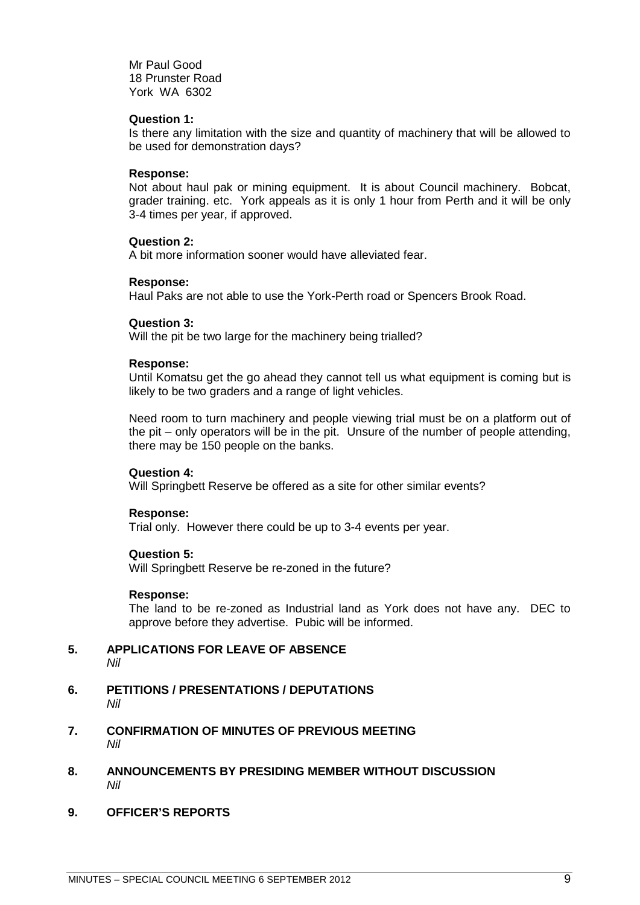Mr Paul Good
18 Prunster Road
York WA 6302

**Question 1:**
Is there any limitation with the size and quantity of machinery that will be allowed to be used for demonstration days?

**Response:**
Not about haul pak or mining equipment. It is about Council machinery. Bobcat, grader training. etc. York appeals as it is only 1 hour from Perth and it will be only 3-4 times per year, if approved.

**Question 2:**
A bit more information sooner would have alleviated fear.

**Response:**
Haul Paks are not able to use the York-Perth road or Spencers Brook Road.

**Question 3:**
Will the pit be two large for the machinery being trialled?

**Response:**
Until Komatsu get the go ahead they cannot tell us what equipment is coming but is likely to be two graders and a range of light vehicles.

Need room to turn machinery and people viewing trial must be on a platform out of the pit – only operators will be in the pit. Unsure of the number of people attending, there may be 150 people on the banks.

**Question 4:**
Will Springbett Reserve be offered as a site for other similar events?

**Response:**
Trial only. However there could be up to 3-4 events per year.

**Question 5:**
Will Springbett Reserve be re-zoned in the future?

**Response:**
The land to be re-zoned as Industrial land as York does not have any. DEC to approve before they advertise. Pubic will be informed.

## 5. APPLICATIONS FOR LEAVE OF ABSENCE

*Nil*

## 6. PETITIONS / PRESENTATIONS / DEPUTATIONS

*Nil*

## 7. CONFIRMATION OF MINUTES OF PREVIOUS MEETING

*Nil*

## 8. ANNOUNCEMENTS BY PRESIDING MEMBER WITHOUT DISCUSSION

*Nil*

## 9. OFFICER'S REPORTS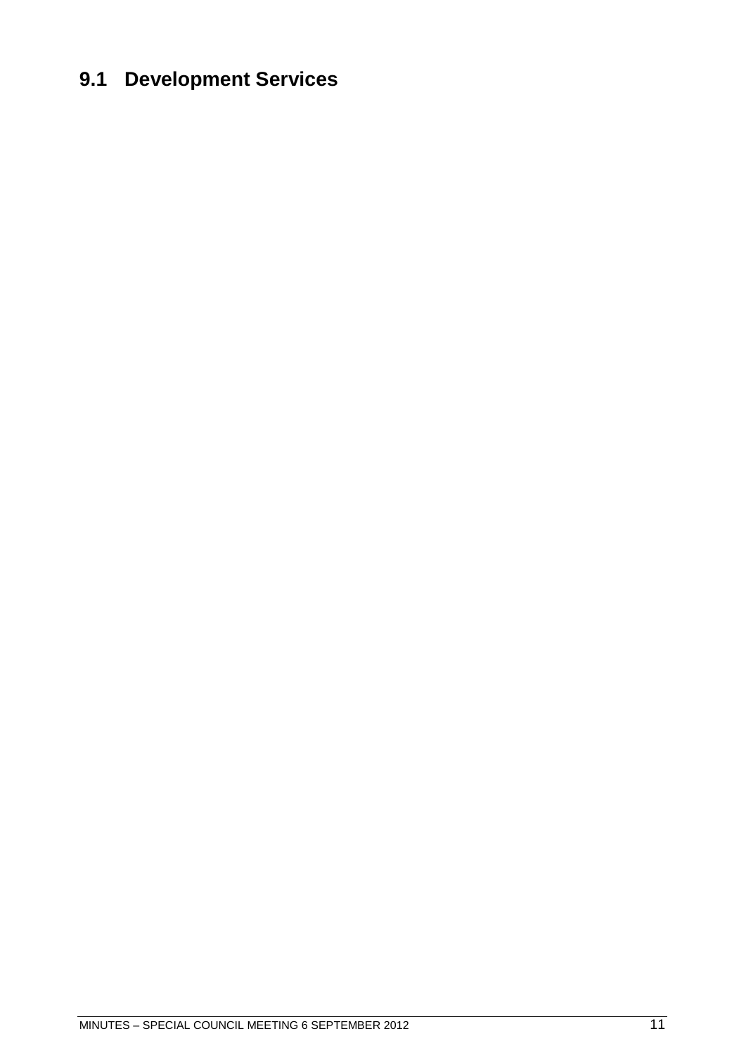## 9.1 Development Services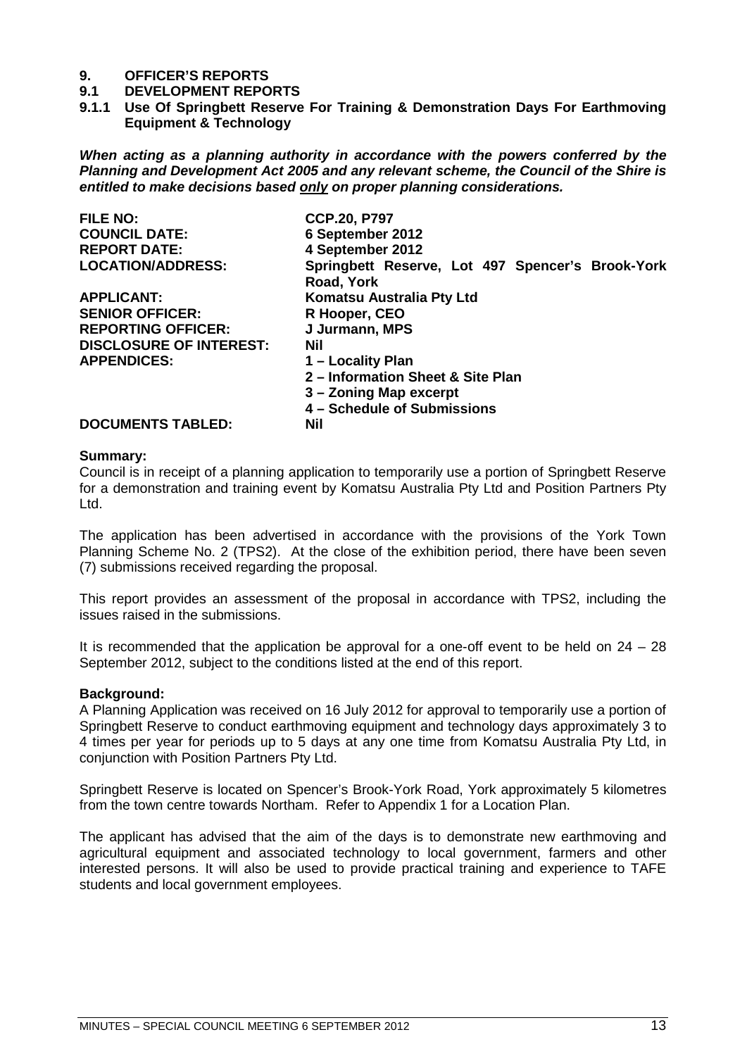# 9. OFFICER'S REPORTS

## 9.1 DEVELOPMENT REPORTS

### 9.1.1 Use Of Springbett Reserve For Training & Demonstration Days For Earthmoving Equipment & Technology

***When acting as a planning authority in accordance with the powers conferred by the Planning and Development Act 2005 and any relevant scheme, the Council of the Shire is entitled to make decisions based only on proper planning considerations.***

| | |
|---|---|
| **FILE NO:** | **CCP.20, P797** |
| **COUNCIL DATE:** | **6 September 2012** |
| **REPORT DATE:** | **4 September 2012** |
| **LOCATION/ADDRESS:** | **Springbett Reserve, Lot 497 Spencer's Brook-York Road, York** |
| **APPLICANT:** | **Komatsu Australia Pty Ltd** |
| **SENIOR OFFICER:** | **R Hooper, CEO** |
| **REPORTING OFFICER:** | **J Jurmann, MPS** |
| **DISCLOSURE OF INTEREST:** | **Nil** |
| **APPENDICES:** | **1 – Locality Plan**<br>**2 – Information Sheet & Site Plan**<br>**3 – Zoning Map excerpt**<br>**4 – Schedule of Submissions** |
| **DOCUMENTS TABLED:** | **Nil** |

**Summary:**

Council is in receipt of a planning application to temporarily use a portion of Springbett Reserve for a demonstration and training event by Komatsu Australia Pty Ltd and Position Partners Pty Ltd.

The application has been advertised in accordance with the provisions of the York Town Planning Scheme No. 2 (TPS2). At the close of the exhibition period, there have been seven (7) submissions received regarding the proposal.

This report provides an assessment of the proposal in accordance with TPS2, including the issues raised in the submissions.

It is recommended that the application be approval for a one-off event to be held on 24 – 28 September 2012, subject to the conditions listed at the end of this report.

**Background:**

A Planning Application was received on 16 July 2012 for approval to temporarily use a portion of Springbett Reserve to conduct earthmoving equipment and technology days approximately 3 to 4 times per year for periods up to 5 days at any one time from Komatsu Australia Pty Ltd, in conjunction with Position Partners Pty Ltd.

Springbett Reserve is located on Spencer's Brook-York Road, York approximately 5 kilometres from the town centre towards Northam. Refer to Appendix 1 for a Location Plan.

The applicant has advised that the aim of the days is to demonstrate new earthmoving and agricultural equipment and associated technology to local government, farmers and other interested persons. It will also be used to provide practical training and experience to TAFE students and local government employees.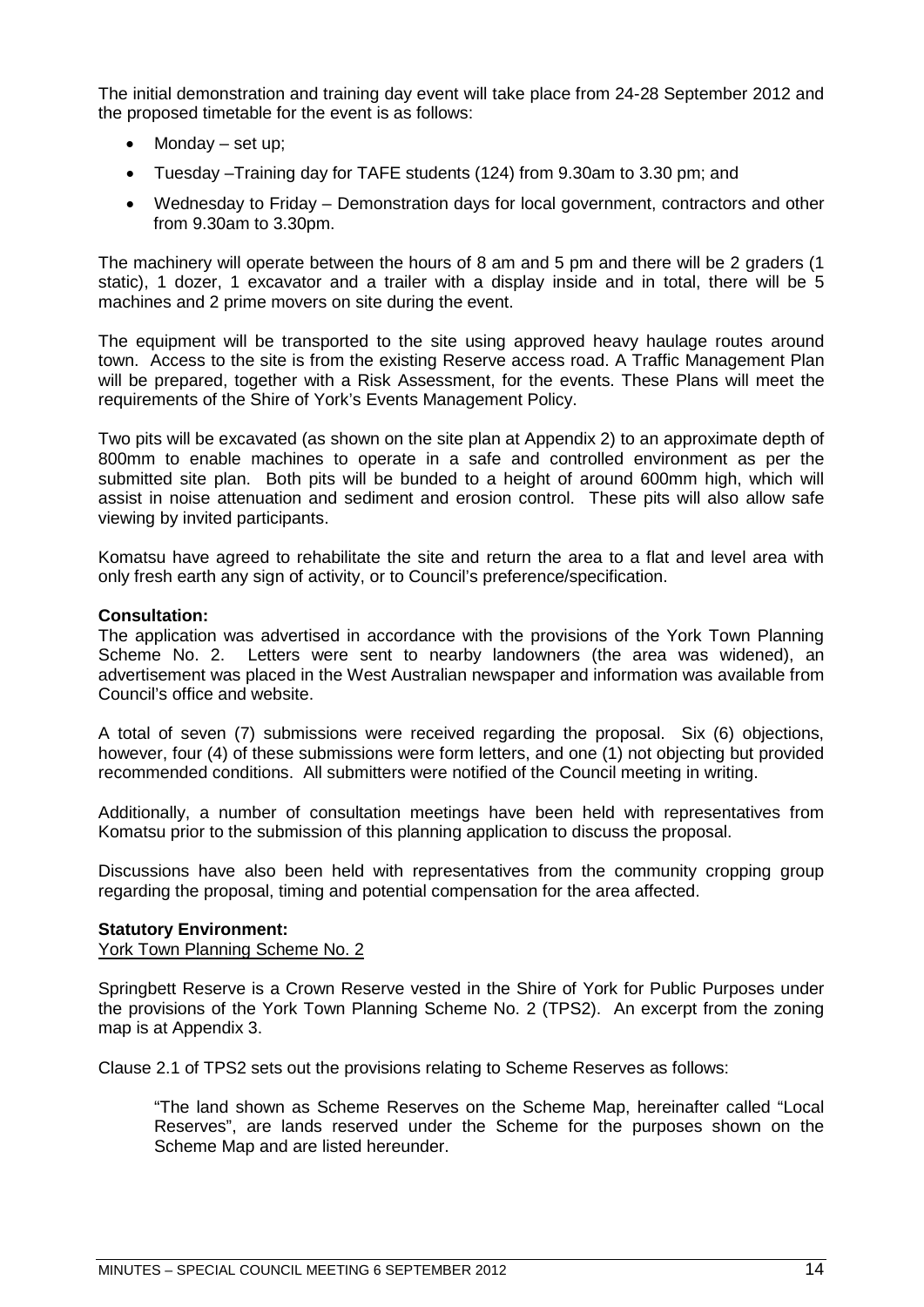The initial demonstration and training day event will take place from 24-28 September 2012 and the proposed timetable for the event is as follows:

- Monday – set up;
- Tuesday –Training day for TAFE students (124) from 9.30am to 3.30 pm; and
- Wednesday to Friday – Demonstration days for local government, contractors and other from 9.30am to 3.30pm.

The machinery will operate between the hours of 8 am and 5 pm and there will be 2 graders (1 static), 1 dozer, 1 excavator and a trailer with a display inside and in total, there will be 5 machines and 2 prime movers on site during the event.

The equipment will be transported to the site using approved heavy haulage routes around town. Access to the site is from the existing Reserve access road. A Traffic Management Plan will be prepared, together with a Risk Assessment, for the events. These Plans will meet the requirements of the Shire of York's Events Management Policy.

Two pits will be excavated (as shown on the site plan at Appendix 2) to an approximate depth of 800mm to enable machines to operate in a safe and controlled environment as per the submitted site plan. Both pits will be bunded to a height of around 600mm high, which will assist in noise attenuation and sediment and erosion control. These pits will also allow safe viewing by invited participants.

Komatsu have agreed to rehabilitate the site and return the area to a flat and level area with only fresh earth any sign of activity, or to Council's preference/specification.

**Consultation:**
The application was advertised in accordance with the provisions of the York Town Planning Scheme No. 2. Letters were sent to nearby landowners (the area was widened), an advertisement was placed in the West Australian newspaper and information was available from Council's office and website.

A total of seven (7) submissions were received regarding the proposal. Six (6) objections, however, four (4) of these submissions were form letters, and one (1) not objecting but provided recommended conditions. All submitters were notified of the Council meeting in writing.

Additionally, a number of consultation meetings have been held with representatives from Komatsu prior to the submission of this planning application to discuss the proposal.

Discussions have also been held with representatives from the community cropping group regarding the proposal, timing and potential compensation for the area affected.

**Statutory Environment:**
York Town Planning Scheme No. 2

Springbett Reserve is a Crown Reserve vested in the Shire of York for Public Purposes under the provisions of the York Town Planning Scheme No. 2 (TPS2). An excerpt from the zoning map is at Appendix 3.

Clause 2.1 of TPS2 sets out the provisions relating to Scheme Reserves as follows:

> "The land shown as Scheme Reserves on the Scheme Map, hereinafter called "Local Reserves", are lands reserved under the Scheme for the purposes shown on the Scheme Map and are listed hereunder.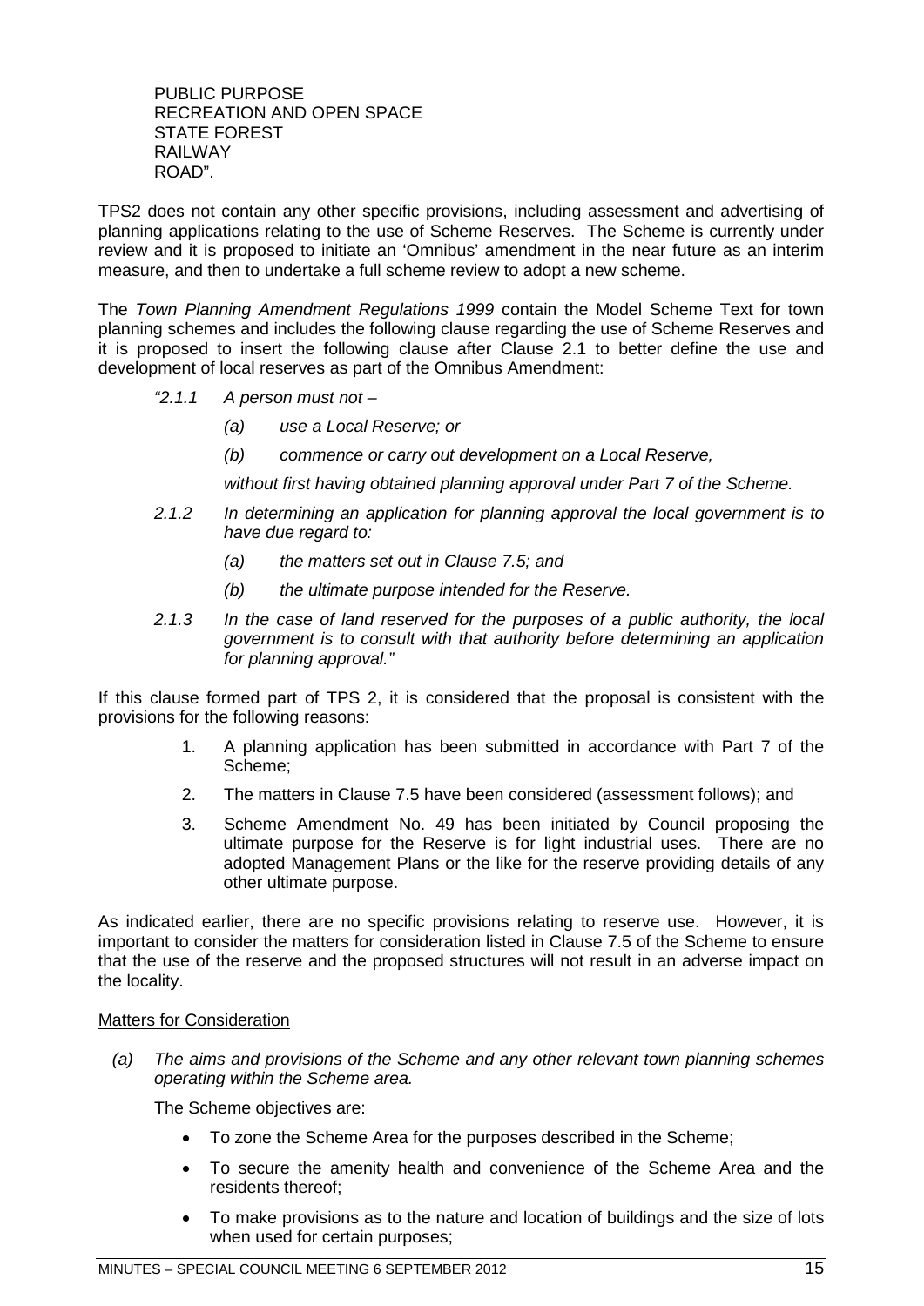PUBLIC PURPOSE
RECREATION AND OPEN SPACE
STATE FOREST
RAILWAY
ROAD".

TPS2 does not contain any other specific provisions, including assessment and advertising of planning applications relating to the use of Scheme Reserves. The Scheme is currently under review and it is proposed to initiate an 'Omnibus' amendment in the near future as an interim measure, and then to undertake a full scheme review to adopt a new scheme.

The *Town Planning Amendment Regulations 1999* contain the Model Scheme Text for town planning schemes and includes the following clause regarding the use of Scheme Reserves and it is proposed to insert the following clause after Clause 2.1 to better define the use and development of local reserves as part of the Omnibus Amendment:

*"2.1.1 A person must not –*

*(a) use a Local Reserve; or*

*(b) commence or carry out development on a Local Reserve,*

*without first having obtained planning approval under Part 7 of the Scheme.*

*2.1.2 In determining an application for planning approval the local government is to have due regard to:*

*(a) the matters set out in Clause 7.5; and*

*(b) the ultimate purpose intended for the Reserve.*

*2.1.3 In the case of land reserved for the purposes of a public authority, the local government is to consult with that authority before determining an application for planning approval."*

If this clause formed part of TPS 2, it is considered that the proposal is consistent with the provisions for the following reasons:

1. A planning application has been submitted in accordance with Part 7 of the Scheme;
2. The matters in Clause 7.5 have been considered (assessment follows); and
3. Scheme Amendment No. 49 has been initiated by Council proposing the ultimate purpose for the Reserve is for light industrial uses. There are no adopted Management Plans or the like for the reserve providing details of any other ultimate purpose.

As indicated earlier, there are no specific provisions relating to reserve use. However, it is important to consider the matters for consideration listed in Clause 7.5 of the Scheme to ensure that the use of the reserve and the proposed structures will not result in an adverse impact on the locality.

Matters for Consideration

*(a) The aims and provisions of the Scheme and any other relevant town planning schemes operating within the Scheme area.*

The Scheme objectives are:

- To zone the Scheme Area for the purposes described in the Scheme;
- To secure the amenity health and convenience of the Scheme Area and the residents thereof;
- To make provisions as to the nature and location of buildings and the size of lots when used for certain purposes;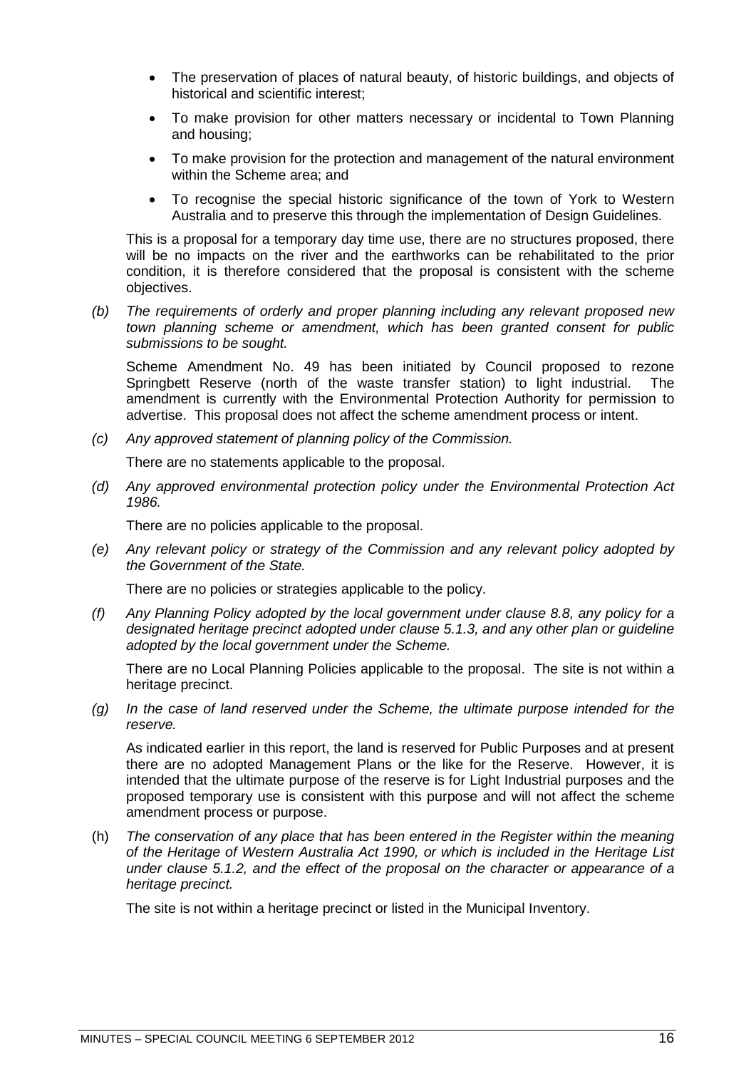- The preservation of places of natural beauty, of historic buildings, and objects of historical and scientific interest;
- To make provision for other matters necessary or incidental to Town Planning and housing;
- To make provision for the protection and management of the natural environment within the Scheme area; and
- To recognise the special historic significance of the town of York to Western Australia and to preserve this through the implementation of Design Guidelines.

This is a proposal for a temporary day time use, there are no structures proposed, there will be no impacts on the river and the earthworks can be rehabilitated to the prior condition, it is therefore considered that the proposal is consistent with the scheme objectives.

*(b) The requirements of orderly and proper planning including any relevant proposed new town planning scheme or amendment, which has been granted consent for public submissions to be sought.*

Scheme Amendment No. 49 has been initiated by Council proposed to rezone Springbett Reserve (north of the waste transfer station) to light industrial. The amendment is currently with the Environmental Protection Authority for permission to advertise. This proposal does not affect the scheme amendment process or intent.

*(c) Any approved statement of planning policy of the Commission.*

There are no statements applicable to the proposal.

*(d) Any approved environmental protection policy under the Environmental Protection Act 1986.*

There are no policies applicable to the proposal.

*(e) Any relevant policy or strategy of the Commission and any relevant policy adopted by the Government of the State.*

There are no policies or strategies applicable to the policy.

*(f) Any Planning Policy adopted by the local government under clause 8.8, any policy for a designated heritage precinct adopted under clause 5.1.3, and any other plan or guideline adopted by the local government under the Scheme.*

There are no Local Planning Policies applicable to the proposal. The site is not within a heritage precinct.

*(g) In the case of land reserved under the Scheme, the ultimate purpose intended for the reserve.*

As indicated earlier in this report, the land is reserved for Public Purposes and at present there are no adopted Management Plans or the like for the Reserve. However, it is intended that the ultimate purpose of the reserve is for Light Industrial purposes and the proposed temporary use is consistent with this purpose and will not affect the scheme amendment process or purpose.

(h) *The conservation of any place that has been entered in the Register within the meaning of the Heritage of Western Australia Act 1990, or which is included in the Heritage List under clause 5.1.2, and the effect of the proposal on the character or appearance of a heritage precinct.*

The site is not within a heritage precinct or listed in the Municipal Inventory.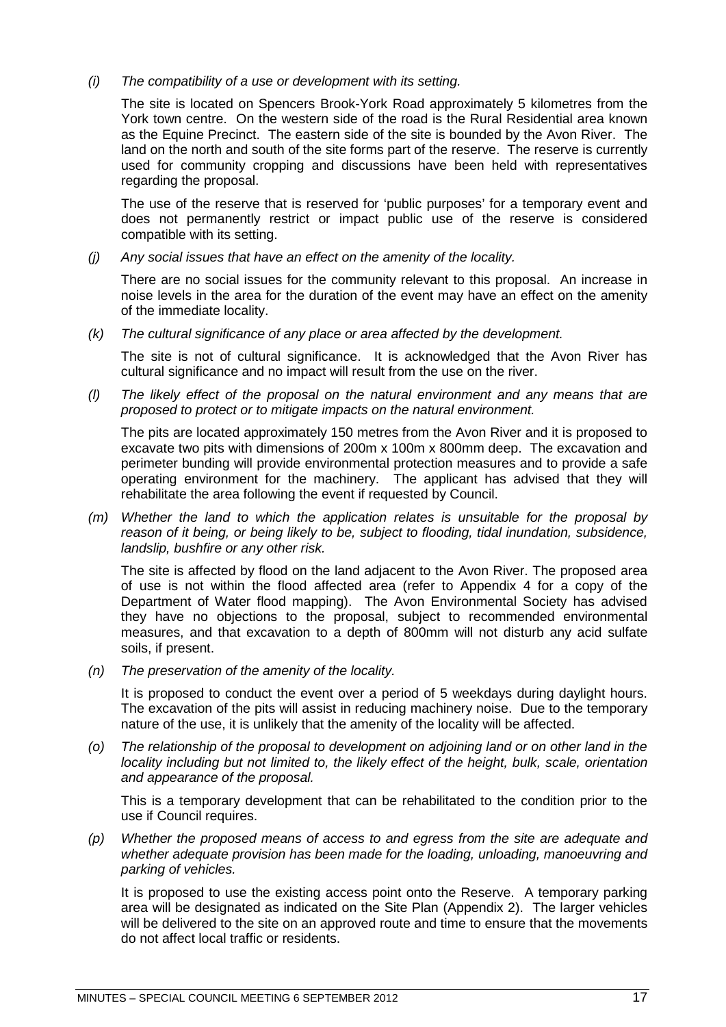*(i) The compatibility of a use or development with its setting.*

The site is located on Spencers Brook-York Road approximately 5 kilometres from the York town centre. On the western side of the road is the Rural Residential area known as the Equine Precinct. The eastern side of the site is bounded by the Avon River. The land on the north and south of the site forms part of the reserve. The reserve is currently used for community cropping and discussions have been held with representatives regarding the proposal.

The use of the reserve that is reserved for 'public purposes' for a temporary event and does not permanently restrict or impact public use of the reserve is considered compatible with its setting.

*(j) Any social issues that have an effect on the amenity of the locality.*

There are no social issues for the community relevant to this proposal. An increase in noise levels in the area for the duration of the event may have an effect on the amenity of the immediate locality.

*(k) The cultural significance of any place or area affected by the development.*

The site is not of cultural significance. It is acknowledged that the Avon River has cultural significance and no impact will result from the use on the river.

*(l) The likely effect of the proposal on the natural environment and any means that are proposed to protect or to mitigate impacts on the natural environment.*

The pits are located approximately 150 metres from the Avon River and it is proposed to excavate two pits with dimensions of 200m x 100m x 800mm deep. The excavation and perimeter bunding will provide environmental protection measures and to provide a safe operating environment for the machinery. The applicant has advised that they will rehabilitate the area following the event if requested by Council.

*(m) Whether the land to which the application relates is unsuitable for the proposal by reason of it being, or being likely to be, subject to flooding, tidal inundation, subsidence, landslip, bushfire or any other risk.*

The site is affected by flood on the land adjacent to the Avon River. The proposed area of use is not within the flood affected area (refer to Appendix 4 for a copy of the Department of Water flood mapping). The Avon Environmental Society has advised they have no objections to the proposal, subject to recommended environmental measures, and that excavation to a depth of 800mm will not disturb any acid sulfate soils, if present.

*(n) The preservation of the amenity of the locality.*

It is proposed to conduct the event over a period of 5 weekdays during daylight hours. The excavation of the pits will assist in reducing machinery noise. Due to the temporary nature of the use, it is unlikely that the amenity of the locality will be affected.

*(o) The relationship of the proposal to development on adjoining land or on other land in the locality including but not limited to, the likely effect of the height, bulk, scale, orientation and appearance of the proposal.*

This is a temporary development that can be rehabilitated to the condition prior to the use if Council requires.

*(p) Whether the proposed means of access to and egress from the site are adequate and whether adequate provision has been made for the loading, unloading, manoeuvring and parking of vehicles.*

It is proposed to use the existing access point onto the Reserve. A temporary parking area will be designated as indicated on the Site Plan (Appendix 2). The larger vehicles will be delivered to the site on an approved route and time to ensure that the movements do not affect local traffic or residents.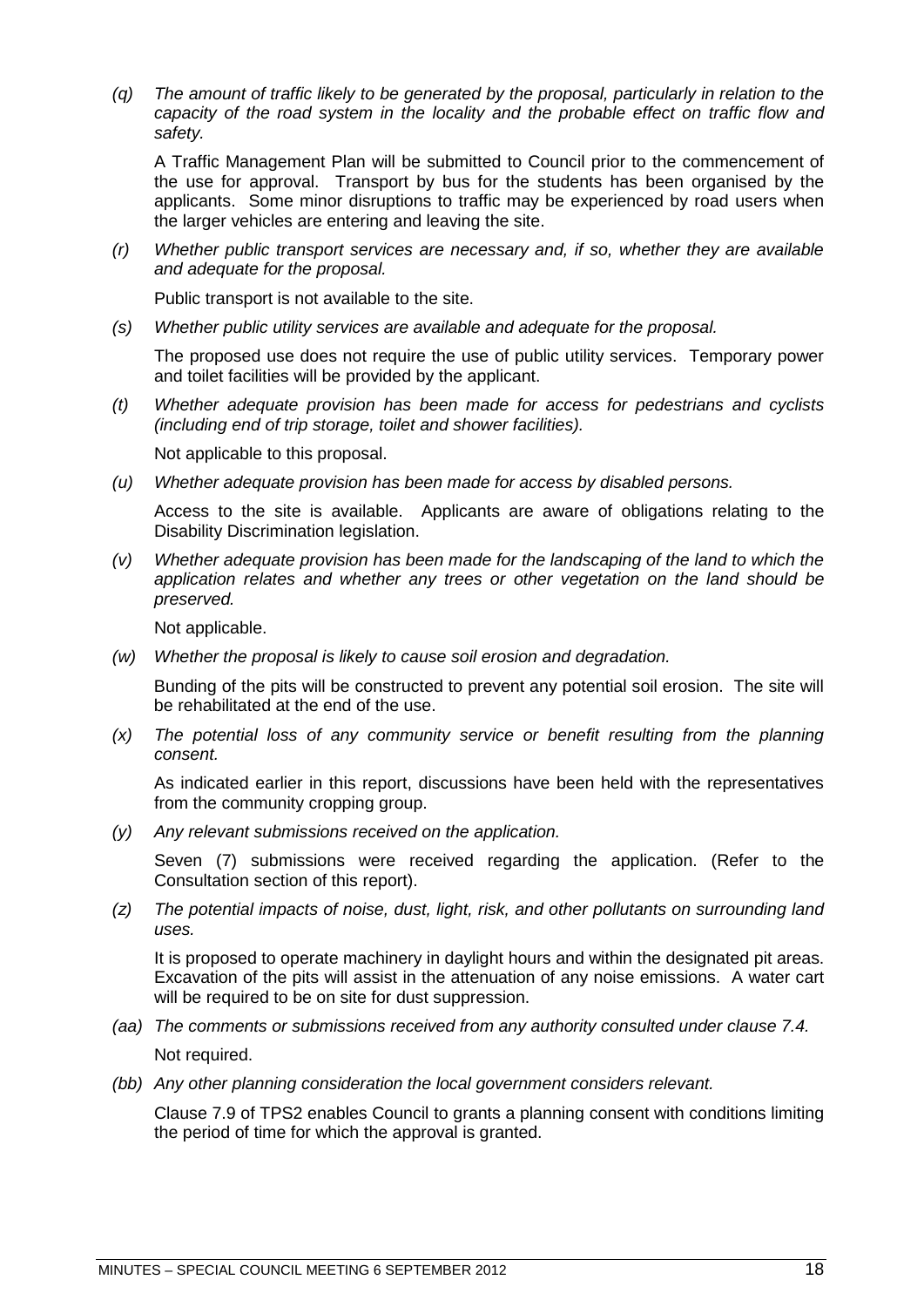*(q) The amount of traffic likely to be generated by the proposal, particularly in relation to the capacity of the road system in the locality and the probable effect on traffic flow and safety.*

A Traffic Management Plan will be submitted to Council prior to the commencement of the use for approval. Transport by bus for the students has been organised by the applicants. Some minor disruptions to traffic may be experienced by road users when the larger vehicles are entering and leaving the site.

*(r) Whether public transport services are necessary and, if so, whether they are available and adequate for the proposal.*

Public transport is not available to the site.

*(s) Whether public utility services are available and adequate for the proposal.*

The proposed use does not require the use of public utility services. Temporary power and toilet facilities will be provided by the applicant.

*(t) Whether adequate provision has been made for access for pedestrians and cyclists (including end of trip storage, toilet and shower facilities).*

Not applicable to this proposal.

*(u) Whether adequate provision has been made for access by disabled persons.*

Access to the site is available. Applicants are aware of obligations relating to the Disability Discrimination legislation.

*(v) Whether adequate provision has been made for the landscaping of the land to which the application relates and whether any trees or other vegetation on the land should be preserved.*

Not applicable.

*(w) Whether the proposal is likely to cause soil erosion and degradation.*

Bunding of the pits will be constructed to prevent any potential soil erosion. The site will be rehabilitated at the end of the use.

*(x) The potential loss of any community service or benefit resulting from the planning consent.*

As indicated earlier in this report, discussions have been held with the representatives from the community cropping group.

*(y) Any relevant submissions received on the application.*

Seven (7) submissions were received regarding the application. (Refer to the Consultation section of this report).

*(z) The potential impacts of noise, dust, light, risk, and other pollutants on surrounding land uses.*

It is proposed to operate machinery in daylight hours and within the designated pit areas. Excavation of the pits will assist in the attenuation of any noise emissions. A water cart will be required to be on site for dust suppression.

*(aa) The comments or submissions received from any authority consulted under clause 7.4.*

Not required.

*(bb) Any other planning consideration the local government considers relevant.*

Clause 7.9 of TPS2 enables Council to grants a planning consent with conditions limiting the period of time for which the approval is granted.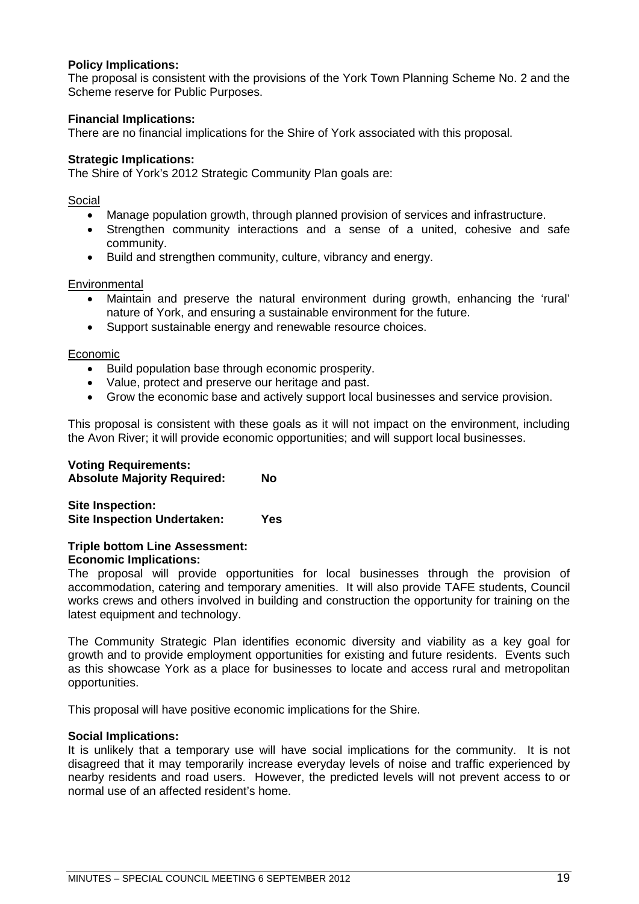**Policy Implications:**
The proposal is consistent with the provisions of the York Town Planning Scheme No. 2 and the Scheme reserve for Public Purposes.

**Financial Implications:**
There are no financial implications for the Shire of York associated with this proposal.

**Strategic Implications:**
The Shire of York's 2012 Strategic Community Plan goals are:

Social

- Manage population growth, through planned provision of services and infrastructure.
- Strengthen community interactions and a sense of a united, cohesive and safe community.
- Build and strengthen community, culture, vibrancy and energy.

Environmental

- Maintain and preserve the natural environment during growth, enhancing the 'rural' nature of York, and ensuring a sustainable environment for the future.
- Support sustainable energy and renewable resource choices.

Economic

- Build population base through economic prosperity.
- Value, protect and preserve our heritage and past.
- Grow the economic base and actively support local businesses and service provision.

This proposal is consistent with these goals as it will not impact on the environment, including the Avon River; it will provide economic opportunities; and will support local businesses.

**Voting Requirements:**
**Absolute Majority Required: No**

**Site Inspection:**
**Site Inspection Undertaken: Yes**

**Triple bottom Line Assessment:**
**Economic Implications:**
The proposal will provide opportunities for local businesses through the provision of accommodation, catering and temporary amenities. It will also provide TAFE students, Council works crews and others involved in building and construction the opportunity for training on the latest equipment and technology.

The Community Strategic Plan identifies economic diversity and viability as a key goal for growth and to provide employment opportunities for existing and future residents. Events such as this showcase York as a place for businesses to locate and access rural and metropolitan opportunities.

This proposal will have positive economic implications for the Shire.

**Social Implications:**
It is unlikely that a temporary use will have social implications for the community. It is not disagreed that it may temporarily increase everyday levels of noise and traffic experienced by nearby residents and road users. However, the predicted levels will not prevent access to or normal use of an affected resident's home.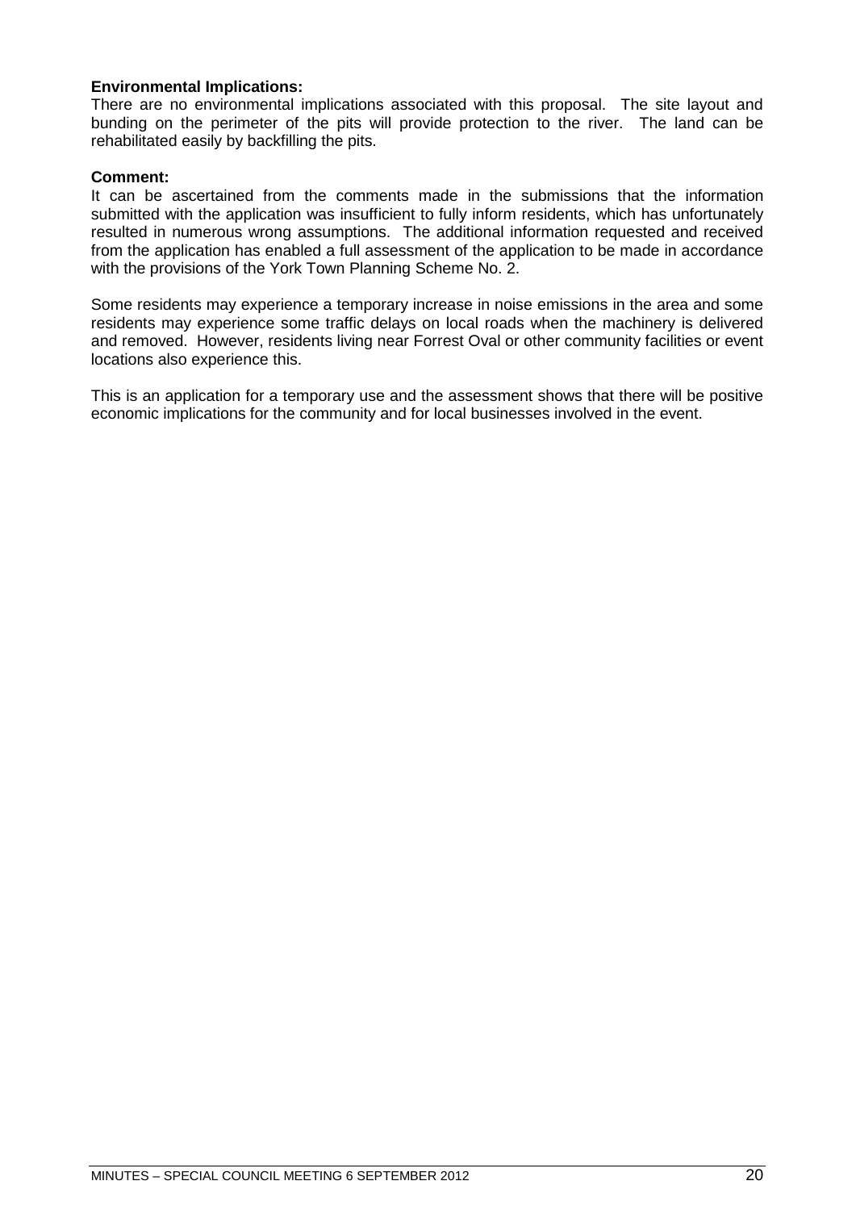**Environmental Implications:**
There are no environmental implications associated with this proposal. The site layout and bunding on the perimeter of the pits will provide protection to the river. The land can be rehabilitated easily by backfilling the pits.

**Comment:**
It can be ascertained from the comments made in the submissions that the information submitted with the application was insufficient to fully inform residents, which has unfortunately resulted in numerous wrong assumptions. The additional information requested and received from the application has enabled a full assessment of the application to be made in accordance with the provisions of the York Town Planning Scheme No. 2.

Some residents may experience a temporary increase in noise emissions in the area and some residents may experience some traffic delays on local roads when the machinery is delivered and removed. However, residents living near Forrest Oval or other community facilities or event locations also experience this.

This is an application for a temporary use and the assessment shows that there will be positive economic implications for the community and for local businesses involved in the event.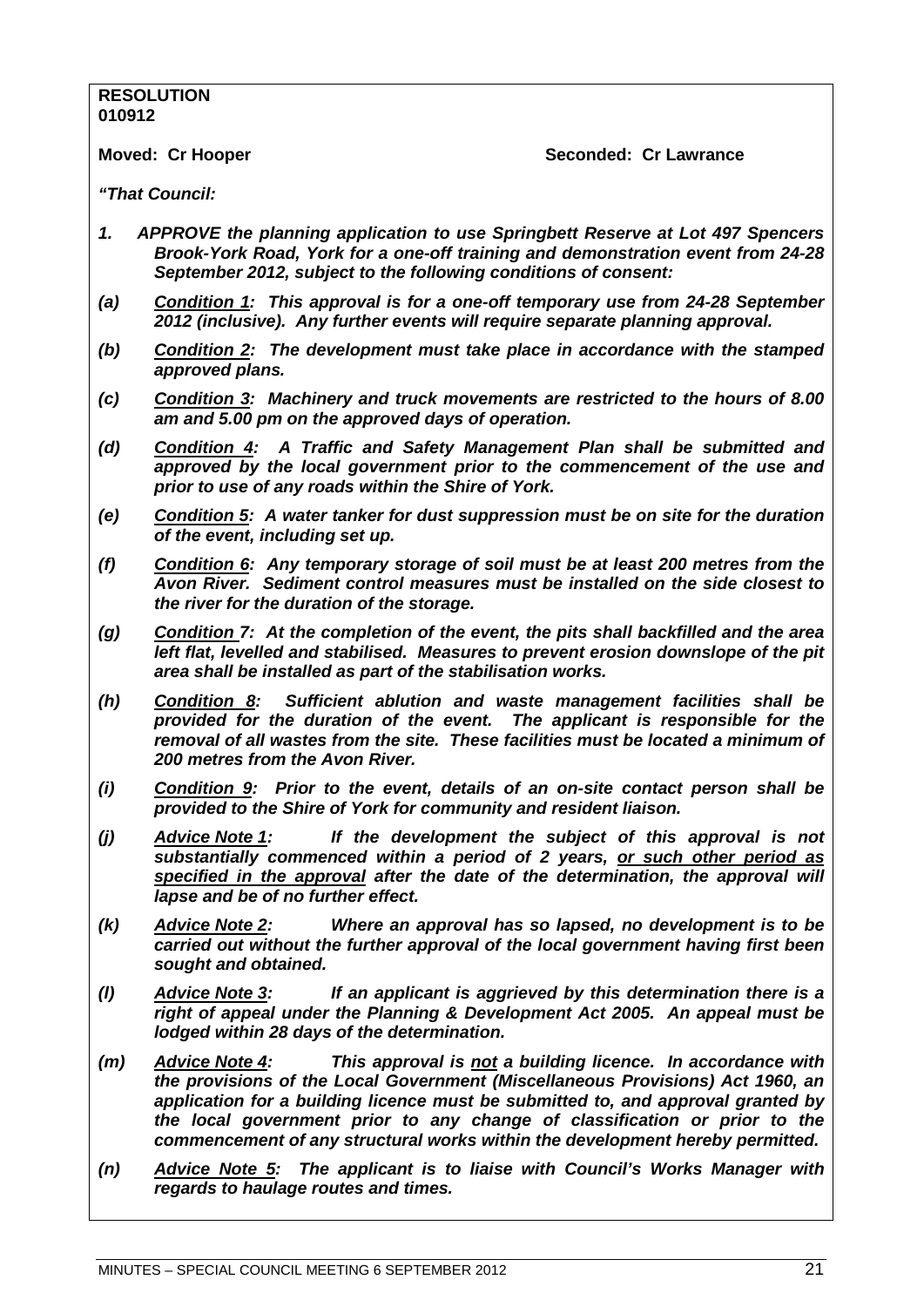**RESOLUTION**
**010912**

**Moved: Cr Hooper** **Seconded: Cr Lawrance**

***"That Council:***

***1. APPROVE the planning application to use Springbett Reserve at Lot 497 Spencers Brook-York Road, York for a one-off training and demonstration event from 24-28 September 2012, subject to the following conditions of consent:***

***(a) Condition 1: This approval is for a one-off temporary use from 24-28 September 2012 (inclusive). Any further events will require separate planning approval.***

***(b) Condition 2: The development must take place in accordance with the stamped approved plans.***

***(c) Condition 3: Machinery and truck movements are restricted to the hours of 8.00 am and 5.00 pm on the approved days of operation.***

***(d) Condition 4: A Traffic and Safety Management Plan shall be submitted and approved by the local government prior to the commencement of the use and prior to use of any roads within the Shire of York.***

***(e) Condition 5: A water tanker for dust suppression must be on site for the duration of the event, including set up.***

***(f) Condition 6: Any temporary storage of soil must be at least 200 metres from the Avon River. Sediment control measures must be installed on the side closest to the river for the duration of the storage.***

***(g) Condition 7: At the completion of the event, the pits shall backfilled and the area left flat, levelled and stabilised. Measures to prevent erosion downslope of the pit area shall be installed as part of the stabilisation works.***

***(h) Condition 8: Sufficient ablution and waste management facilities shall be provided for the duration of the event. The applicant is responsible for the removal of all wastes from the site. These facilities must be located a minimum of 200 metres from the Avon River.***

***(i) Condition 9: Prior to the event, details of an on-site contact person shall be provided to the Shire of York for community and resident liaison.***

***(j) Advice Note 1: If the development the subject of this approval is not substantially commenced within a period of 2 years, or such other period as specified in the approval after the date of the determination, the approval will lapse and be of no further effect.***

***(k) Advice Note 2: Where an approval has so lapsed, no development is to be carried out without the further approval of the local government having first been sought and obtained.***

***(l) Advice Note 3: If an applicant is aggrieved by this determination there is a right of appeal under the Planning & Development Act 2005. An appeal must be lodged within 28 days of the determination.***

***(m) Advice Note 4: This approval is not a building licence. In accordance with the provisions of the Local Government (Miscellaneous Provisions) Act 1960, an application for a building licence must be submitted to, and approval granted by the local government prior to any change of classification or prior to the commencement of any structural works within the development hereby permitted.***

***(n) Advice Note 5: The applicant is to liaise with Council's Works Manager with regards to haulage routes and times.***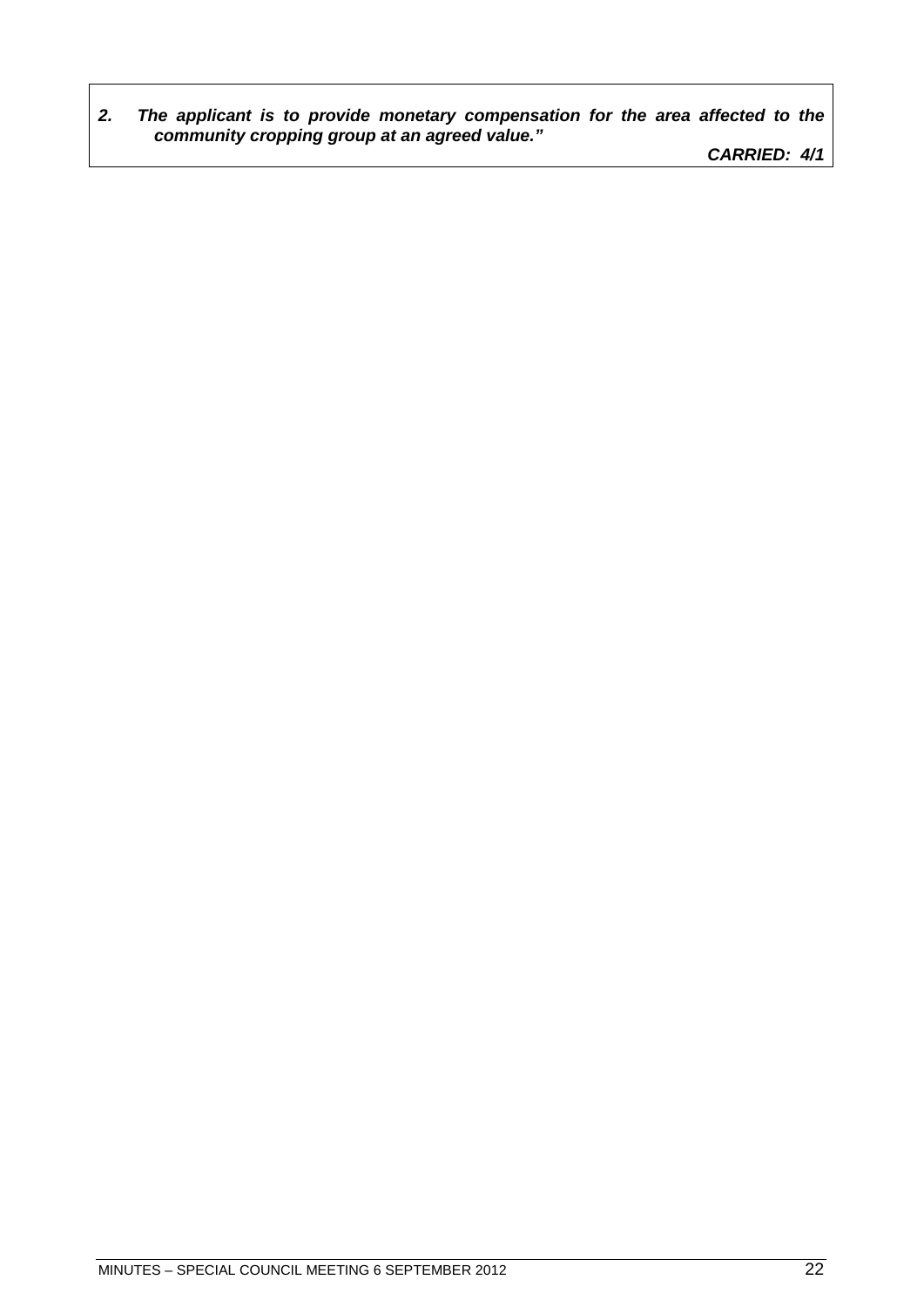***2. The applicant is to provide monetary compensation for the area affected to the community cropping group at an agreed value."***

***CARRIED: 4/1***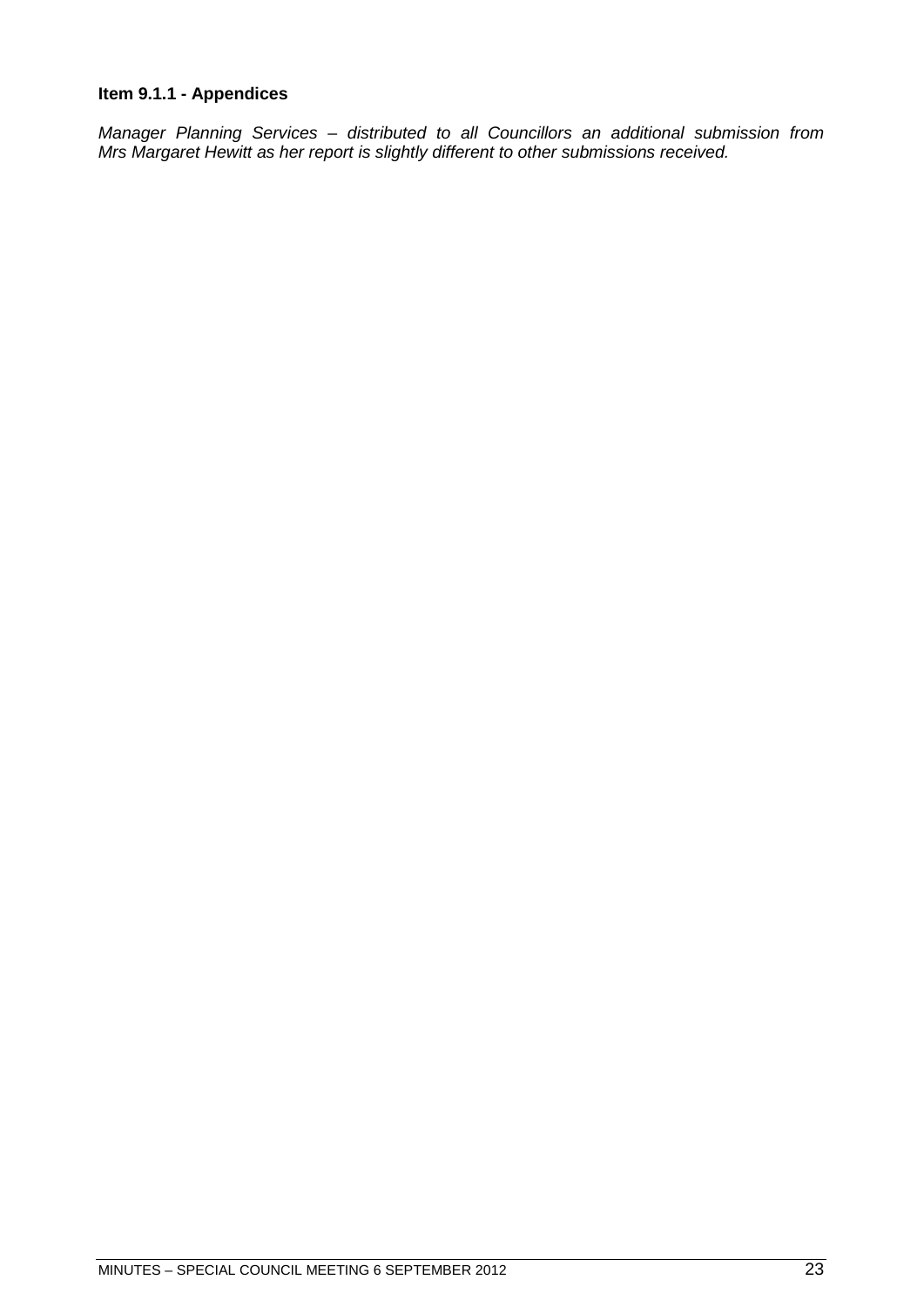**Item 9.1.1 - Appendices**

*Manager Planning Services – distributed to all Councillors an additional submission from Mrs Margaret Hewitt as her report is slightly different to other submissions received.*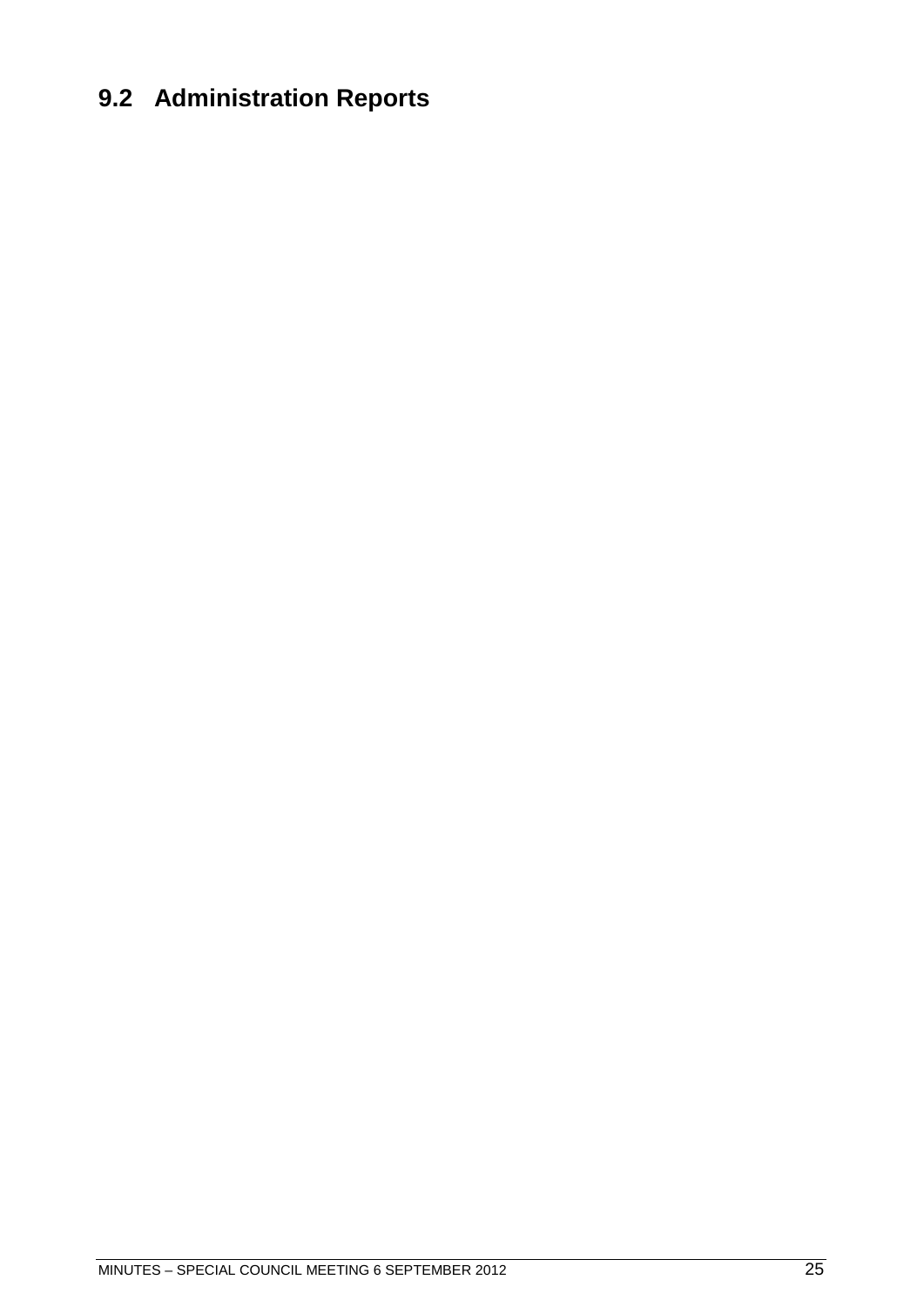## 9.2 Administration Reports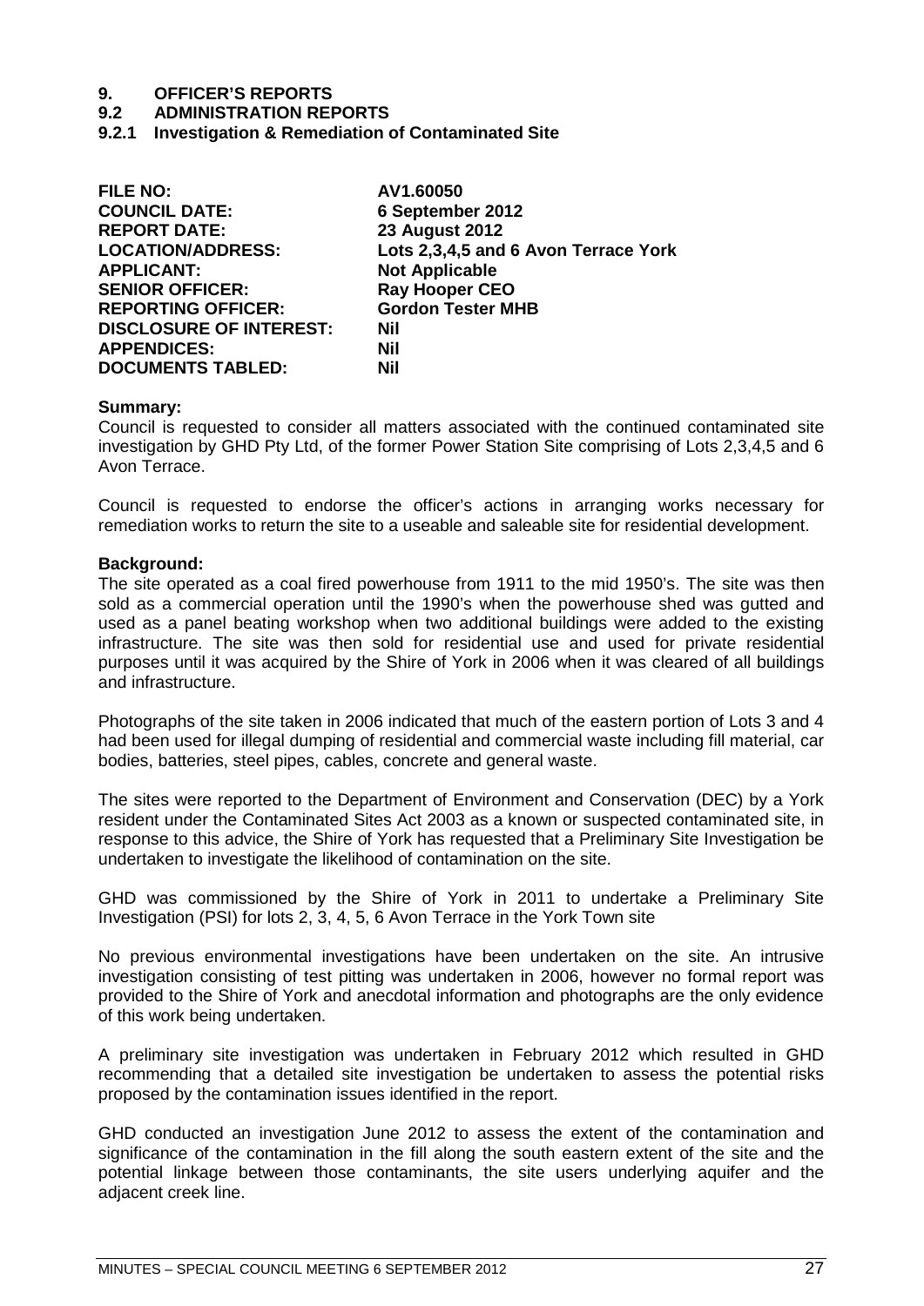# 9. OFFICER'S REPORTS

## 9.2 ADMINISTRATION REPORTS

### 9.2.1 Investigation & Remediation of Contaminated Site

| | |
|---|---|
| **FILE NO:** | **AV1.60050** |
| **COUNCIL DATE:** | **6 September 2012** |
| **REPORT DATE:** | **23 August 2012** |
| **LOCATION/ADDRESS:** | **Lots 2,3,4,5 and 6 Avon Terrace York** |
| **APPLICANT:** | **Not Applicable** |
| **SENIOR OFFICER:** | **Ray Hooper CEO** |
| **REPORTING OFFICER:** | **Gordon Tester MHB** |
| **DISCLOSURE OF INTEREST:** | **Nil** |
| **APPENDICES:** | **Nil** |
| **DOCUMENTS TABLED:** | **Nil** |

**Summary:**

Council is requested to consider all matters associated with the continued contaminated site investigation by GHD Pty Ltd, of the former Power Station Site comprising of Lots 2,3,4,5 and 6 Avon Terrace.

Council is requested to endorse the officer's actions in arranging works necessary for remediation works to return the site to a useable and saleable site for residential development.

**Background:**

The site operated as a coal fired powerhouse from 1911 to the mid 1950's. The site was then sold as a commercial operation until the 1990's when the powerhouse shed was gutted and used as a panel beating workshop when two additional buildings were added to the existing infrastructure. The site was then sold for residential use and used for private residential purposes until it was acquired by the Shire of York in 2006 when it was cleared of all buildings and infrastructure.

Photographs of the site taken in 2006 indicated that much of the eastern portion of Lots 3 and 4 had been used for illegal dumping of residential and commercial waste including fill material, car bodies, batteries, steel pipes, cables, concrete and general waste.

The sites were reported to the Department of Environment and Conservation (DEC) by a York resident under the Contaminated Sites Act 2003 as a known or suspected contaminated site, in response to this advice, the Shire of York has requested that a Preliminary Site Investigation be undertaken to investigate the likelihood of contamination on the site.

GHD was commissioned by the Shire of York in 2011 to undertake a Preliminary Site Investigation (PSI) for lots 2, 3, 4, 5, 6 Avon Terrace in the York Town site

No previous environmental investigations have been undertaken on the site. An intrusive investigation consisting of test pitting was undertaken in 2006, however no formal report was provided to the Shire of York and anecdotal information and photographs are the only evidence of this work being undertaken.

A preliminary site investigation was undertaken in February 2012 which resulted in GHD recommending that a detailed site investigation be undertaken to assess the potential risks proposed by the contamination issues identified in the report.

GHD conducted an investigation June 2012 to assess the extent of the contamination and significance of the contamination in the fill along the south eastern extent of the site and the potential linkage between those contaminants, the site users underlying aquifer and the adjacent creek line.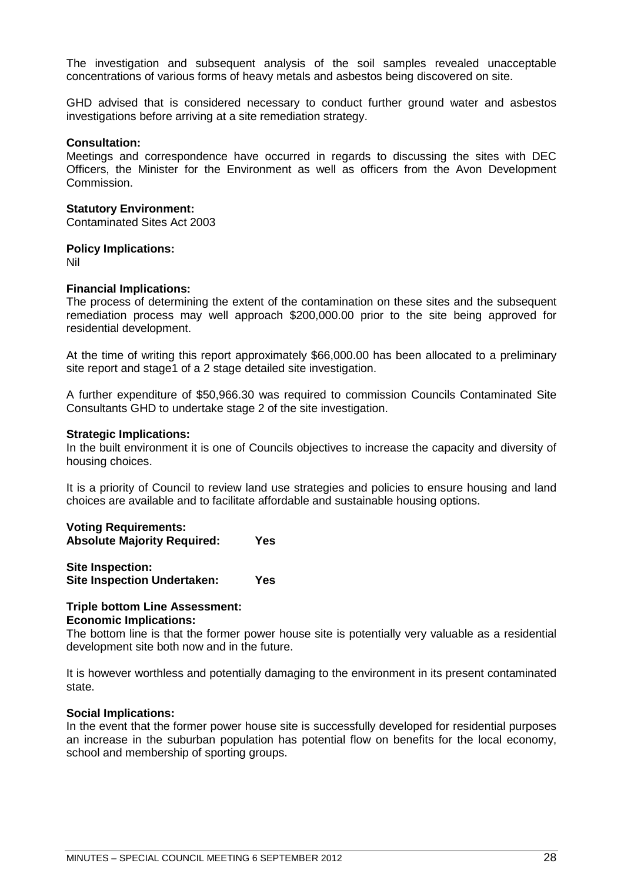The investigation and subsequent analysis of the soil samples revealed unacceptable concentrations of various forms of heavy metals and asbestos being discovered on site.

GHD advised that is considered necessary to conduct further ground water and asbestos investigations before arriving at a site remediation strategy.

**Consultation:**
Meetings and correspondence have occurred in regards to discussing the sites with DEC Officers, the Minister for the Environment as well as officers from the Avon Development Commission.

**Statutory Environment:**
Contaminated Sites Act 2003

**Policy Implications:**
Nil

**Financial Implications:**
The process of determining the extent of the contamination on these sites and the subsequent remediation process may well approach $200,000.00 prior to the site being approved for residential development.

At the time of writing this report approximately $66,000.00 has been allocated to a preliminary site report and stage1 of a 2 stage detailed site investigation.

A further expenditure of $50,966.30 was required to commission Councils Contaminated Site Consultants GHD to undertake stage 2 of the site investigation.

**Strategic Implications:**
In the built environment it is one of Councils objectives to increase the capacity and diversity of housing choices.

It is a priority of Council to review land use strategies and policies to ensure housing and land choices are available and to facilitate affordable and sustainable housing options.

**Voting Requirements:**
**Absolute Majority Required: Yes**

**Site Inspection:**
**Site Inspection Undertaken: Yes**

**Triple bottom Line Assessment:**
**Economic Implications:**
The bottom line is that the former power house site is potentially very valuable as a residential development site both now and in the future.

It is however worthless and potentially damaging to the environment in its present contaminated state.

**Social Implications:**
In the event that the former power house site is successfully developed for residential purposes an increase in the suburban population has potential flow on benefits for the local economy, school and membership of sporting groups.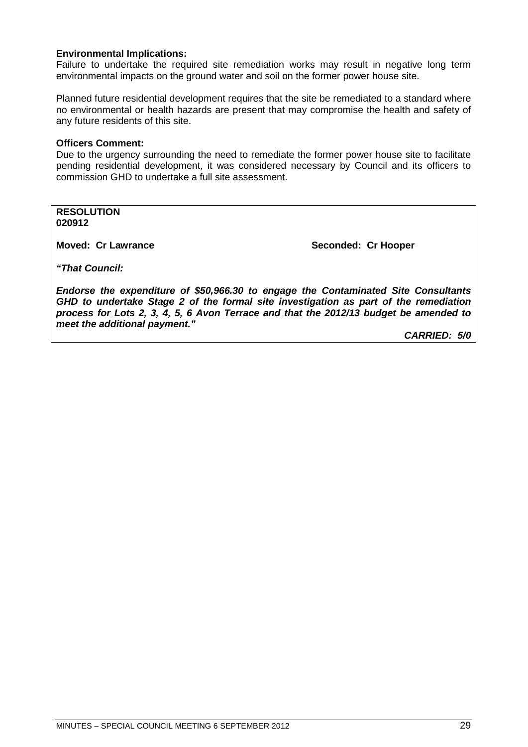**Environmental Implications:**
Failure to undertake the required site remediation works may result in negative long term environmental impacts on the ground water and soil on the former power house site.

Planned future residential development requires that the site be remediated to a standard where no environmental or health hazards are present that may compromise the health and safety of any future residents of this site.

**Officers Comment:**
Due to the urgency surrounding the need to remediate the former power house site to facilitate pending residential development, it was considered necessary by Council and its officers to commission GHD to undertake a full site assessment.

**RESOLUTION**
**020912**

**Moved: Cr Lawrance** **Seconded: Cr Hooper**

***"That Council:***

***Endorse the expenditure of $50,966.30 to engage the Contaminated Site Consultants GHD to undertake Stage 2 of the formal site investigation as part of the remediation process for Lots 2, 3, 4, 5, 6 Avon Terrace and that the 2012/13 budget be amended to meet the additional payment."***

***CARRIED: 5/0***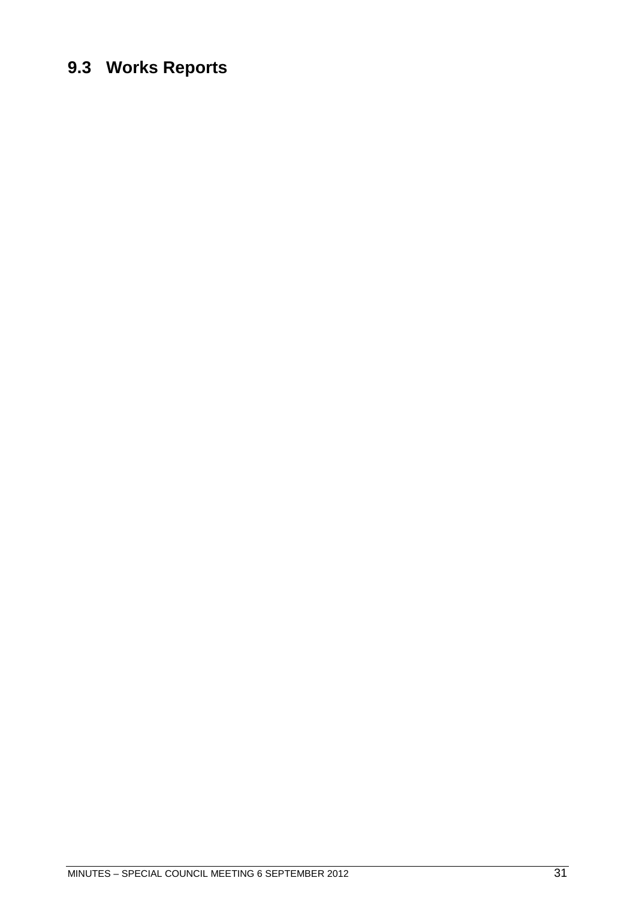## 9.3 Works Reports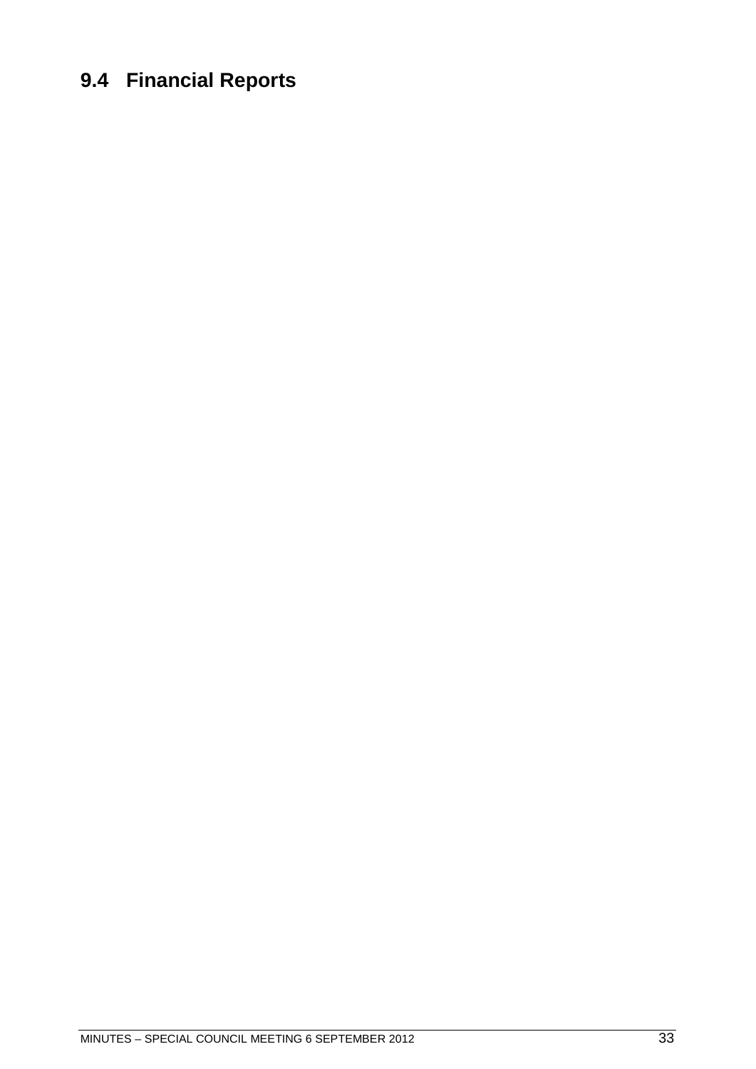## 9.4 Financial Reports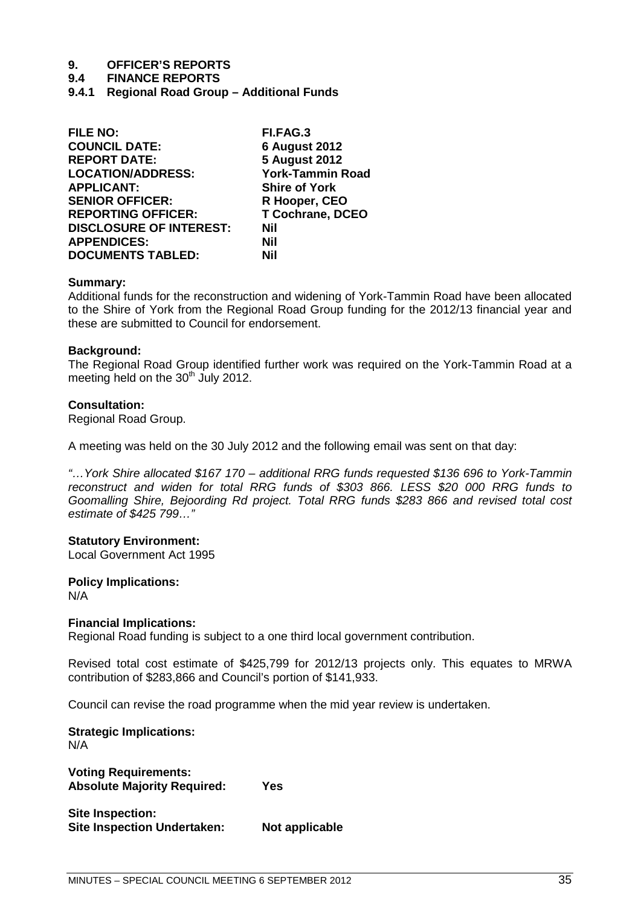# 9. OFFICER'S REPORTS

## 9.4 FINANCE REPORTS

### 9.4.1 Regional Road Group – Additional Funds

| | |
|---|---|
| **FILE NO:** | **FI.FAG.3** |
| **COUNCIL DATE:** | **6 August 2012** |
| **REPORT DATE:** | **5 August 2012** |
| **LOCATION/ADDRESS:** | **York-Tammin Road** |
| **APPLICANT:** | **Shire of York** |
| **SENIOR OFFICER:** | **R Hooper, CEO** |
| **REPORTING OFFICER:** | **T Cochrane, DCEO** |
| **DISCLOSURE OF INTEREST:** | **Nil** |
| **APPENDICES:** | **Nil** |
| **DOCUMENTS TABLED:** | **Nil** |

**Summary:**
Additional funds for the reconstruction and widening of York-Tammin Road have been allocated to the Shire of York from the Regional Road Group funding for the 2012/13 financial year and these are submitted to Council for endorsement.

**Background:**
The Regional Road Group identified further work was required on the York-Tammin Road at a meeting held on the 30th July 2012.

**Consultation:**
Regional Road Group.

A meeting was held on the 30 July 2012 and the following email was sent on that day:

*"…York Shire allocated $167 170 – additional RRG funds requested $136 696 to York-Tammin reconstruct and widen for total RRG funds of $303 866. LESS $20 000 RRG funds to Goomalling Shire, Bejoording Rd project. Total RRG funds $283 866 and revised total cost estimate of $425 799…"*

**Statutory Environment:**
Local Government Act 1995

**Policy Implications:**
N/A

**Financial Implications:**
Regional Road funding is subject to a one third local government contribution.

Revised total cost estimate of $425,799 for 2012/13 projects only. This equates to MRWA contribution of $283,866 and Council's portion of $141,933.

Council can revise the road programme when the mid year review is undertaken.

**Strategic Implications:**
N/A

**Voting Requirements:**
**Absolute Majority Required: Yes**

**Site Inspection:**
**Site Inspection Undertaken: Not applicable**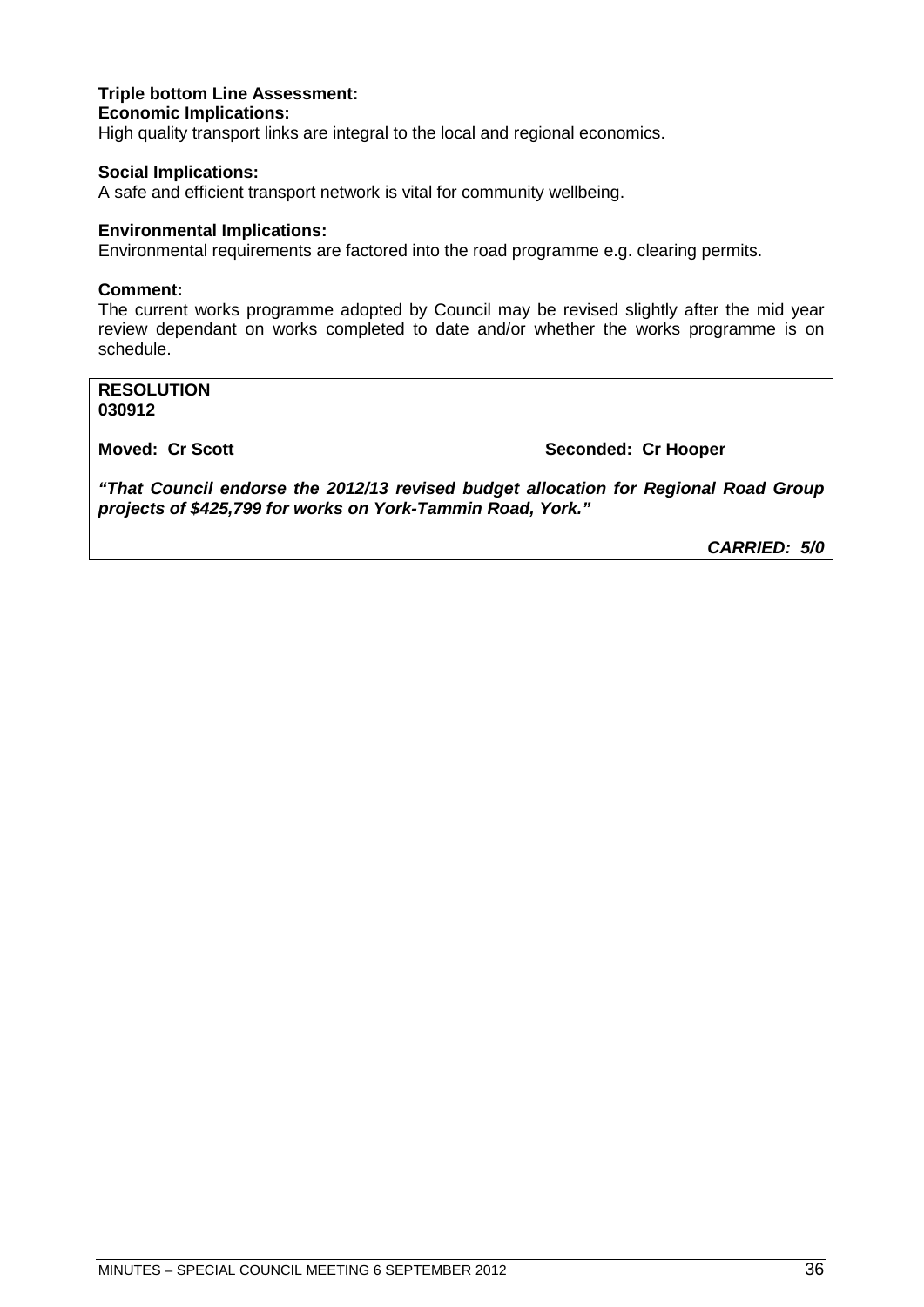**Triple bottom Line Assessment:**

**Economic Implications:**

High quality transport links are integral to the local and regional economics.

**Social Implications:**

A safe and efficient transport network is vital for community wellbeing.

**Environmental Implications:**

Environmental requirements are factored into the road programme e.g. clearing permits.

**Comment:**

The current works programme adopted by Council may be revised slightly after the mid year review dependant on works completed to date and/or whether the works programme is on schedule.

**RESOLUTION**
**030912**

**Moved: Cr Scott** **Seconded: Cr Hooper**

***"That Council endorse the 2012/13 revised budget allocation for Regional Road Group projects of $425,799 for works on York-Tammin Road, York."***

***CARRIED: 5/0***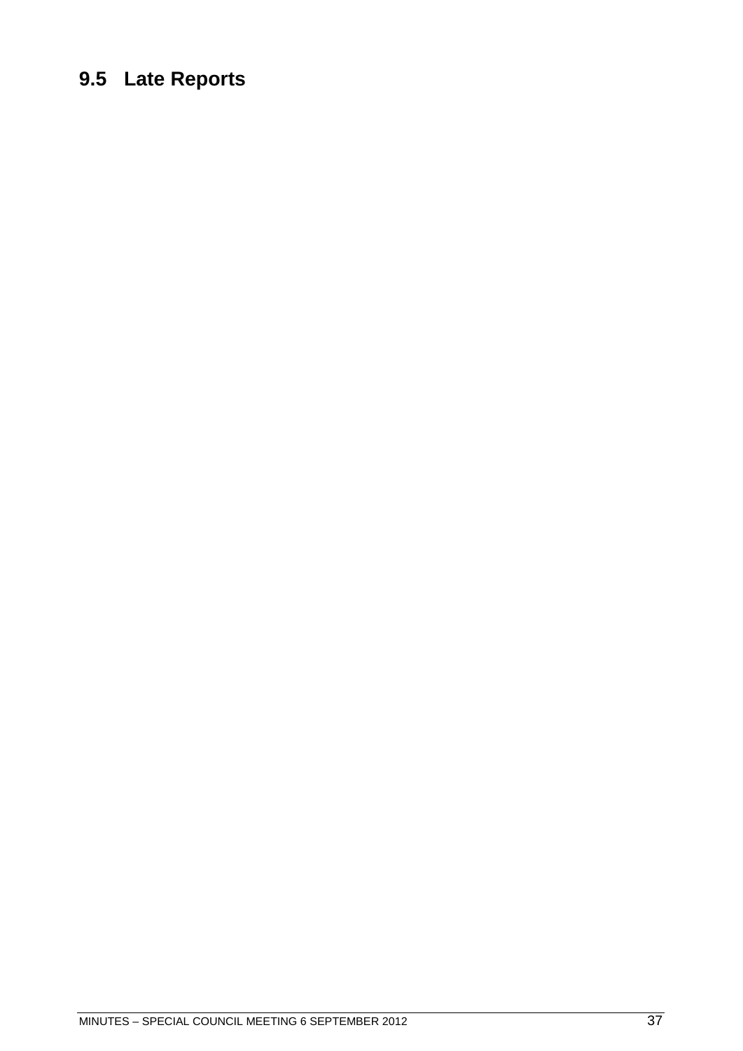## 9.5 Late Reports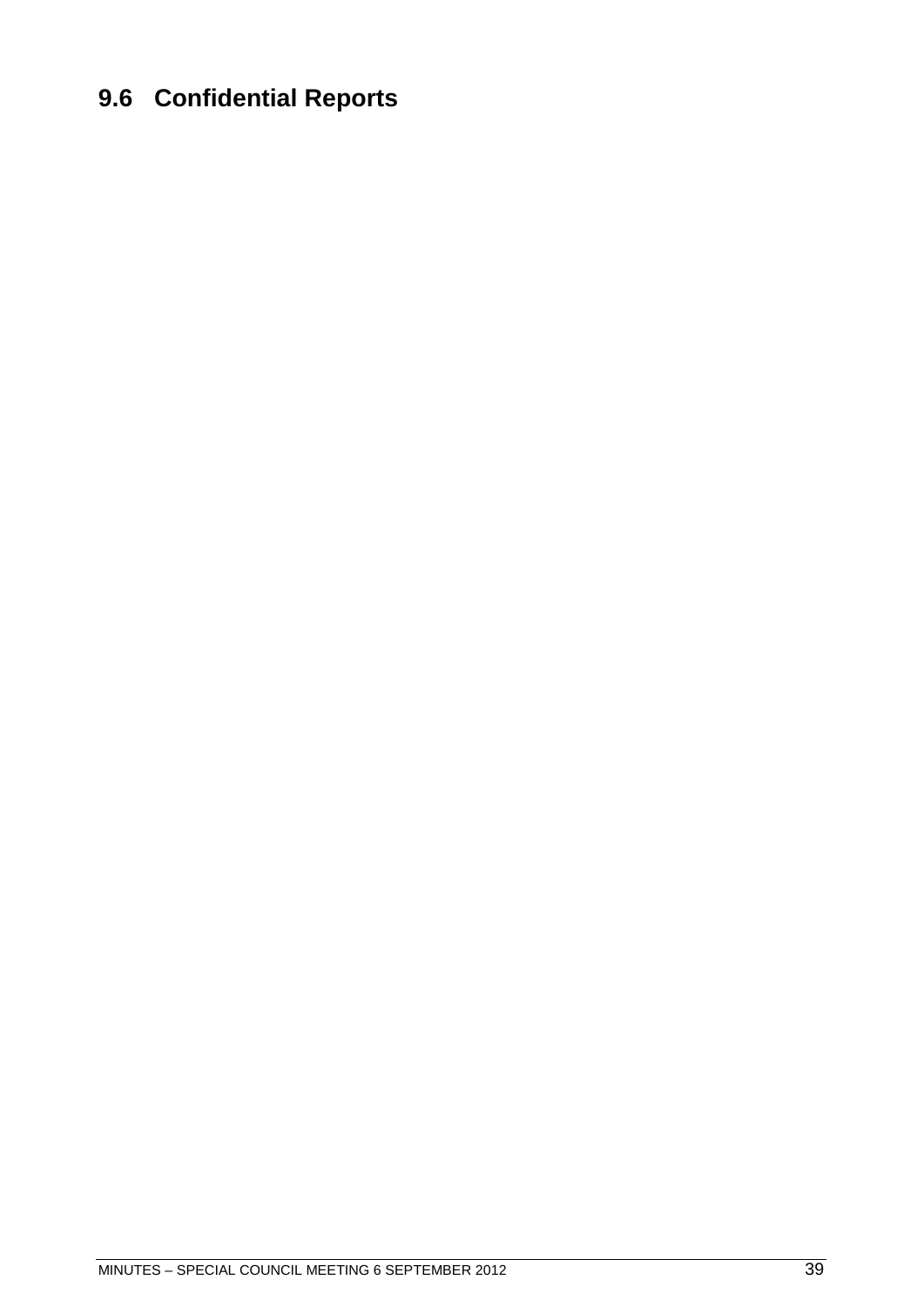## 9.6 Confidential Reports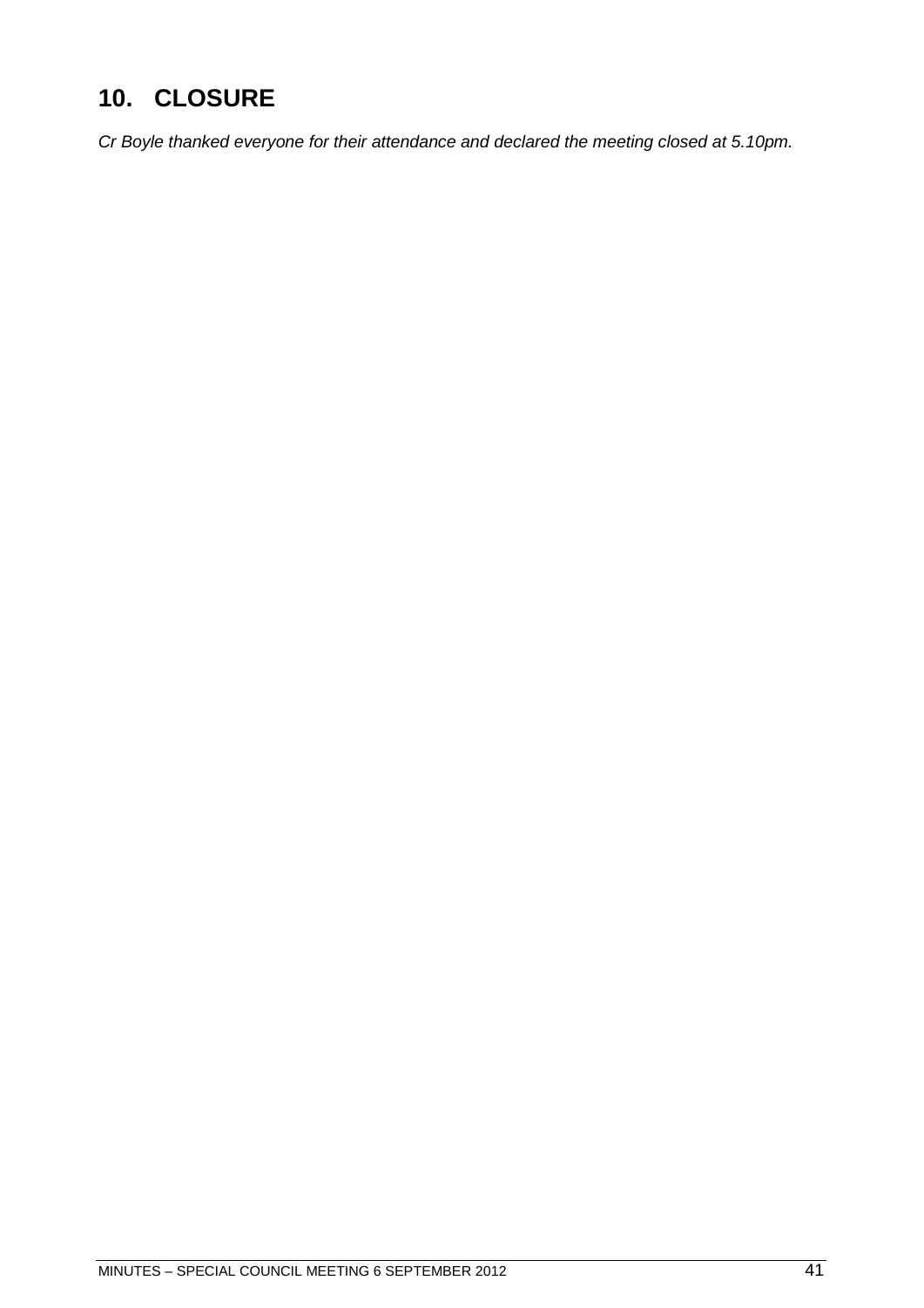## 10. CLOSURE

*Cr Boyle thanked everyone for their attendance and declared the meeting closed at 5.10pm.*